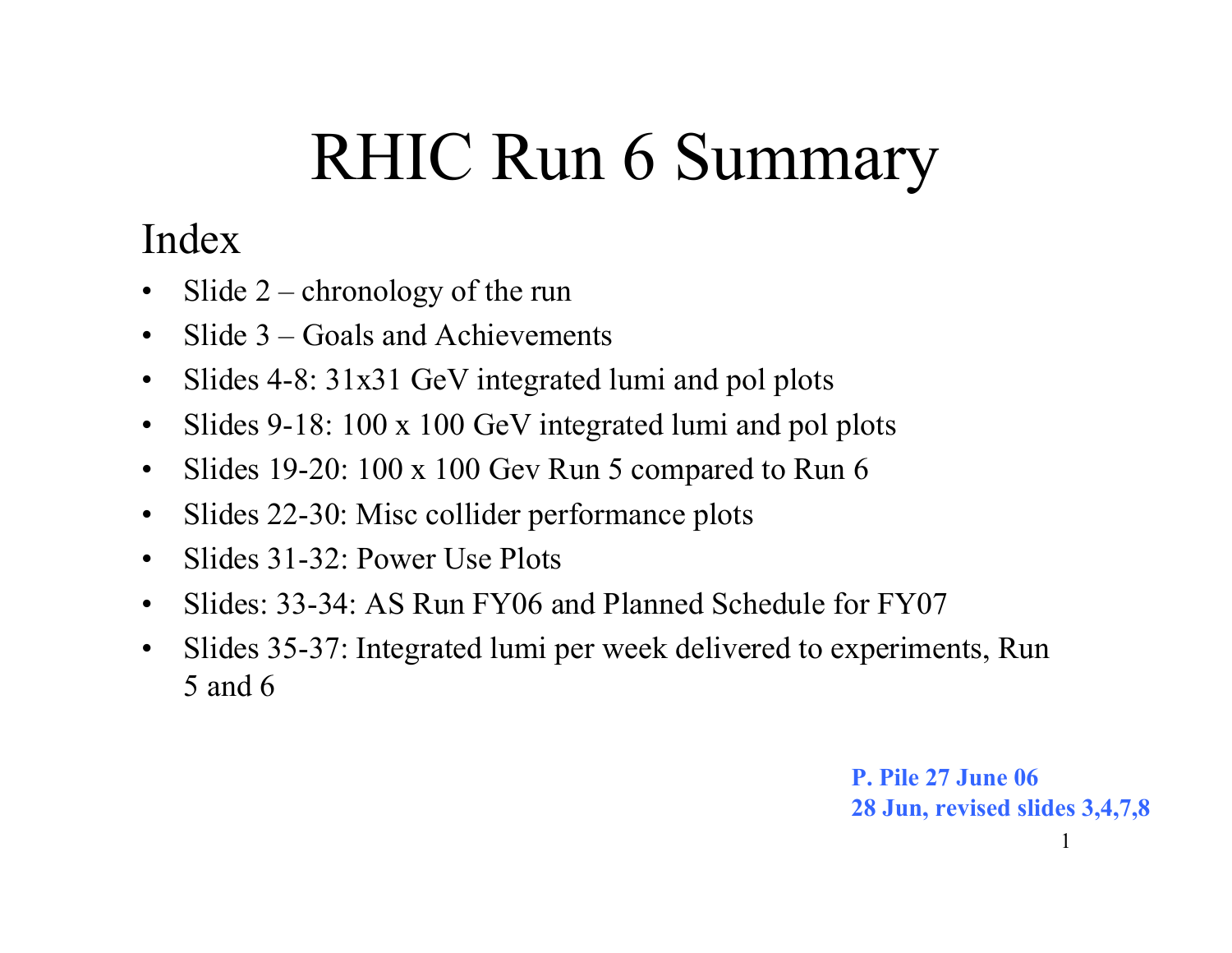# RHIC Run 6 Summary

## Index

- Slide 2 – chronology of the run
- Slide 3 – Goals and Achievements
- Slides 4-8: 31x31 GeV integrated lumi and pol plots
- Slides 9-18: 100 x 100 GeV integrated lumi and pol plots
- Slides 19-20: 100 x 100 Gev Run 5 compared to Run 6
- Slides 22-30: Misc collider performance plots
- Slides 31-32: Power Use Plots
- Slides: 33-34: AS Run FY06 and Planned Schedule for FY07
- Slides 35-37: Integrated lumi per week delivered to experiments, Run 5 and 6

**P. Pile 27 June 06**
**28 Jun, revised slides 3,4,7,8**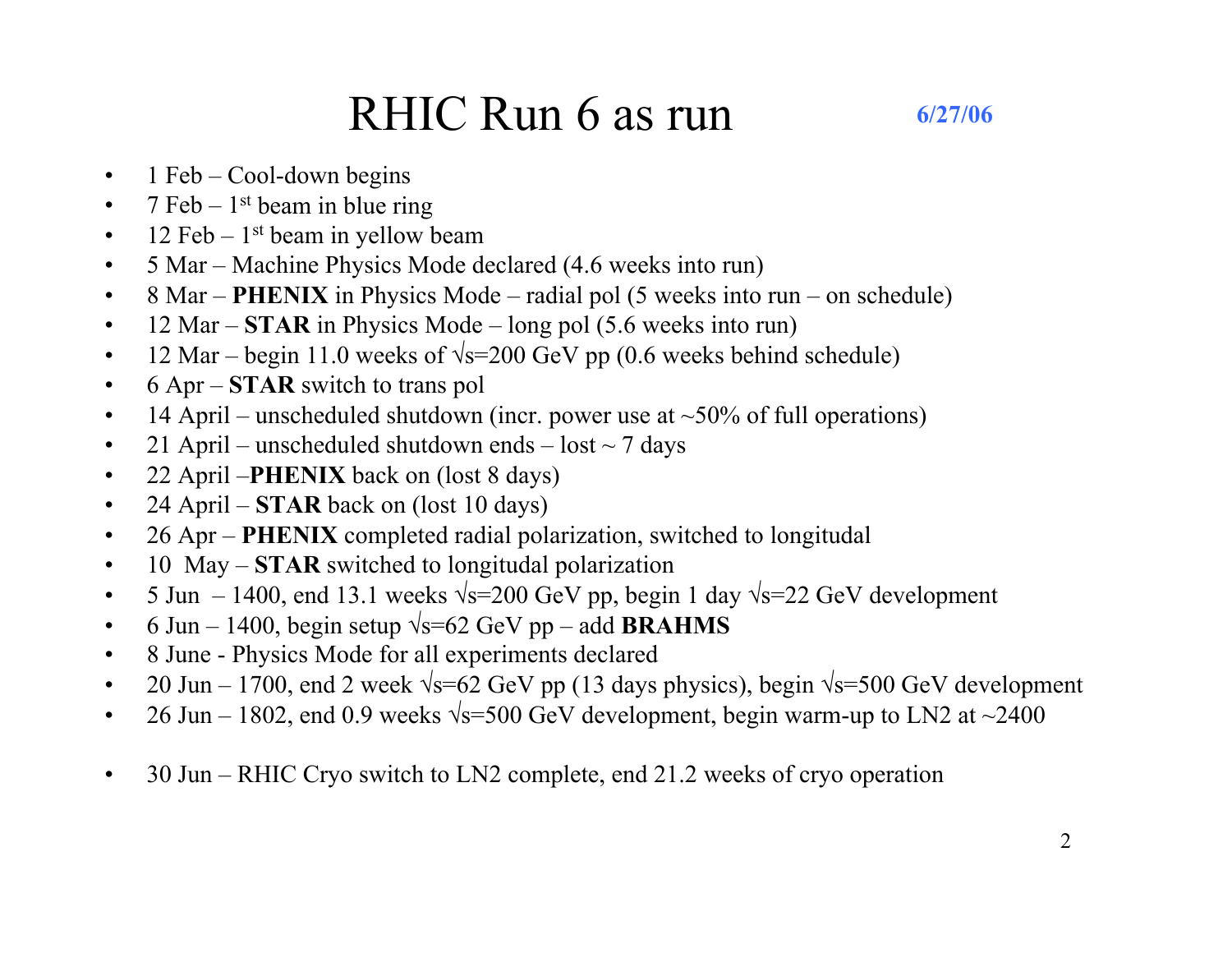# RHIC Run 6 as run

**6/27/06**

- 1 Feb – Cool-down begins
- 7 Feb – 1[st] beam in blue ring
- 12 Feb – 1[st] beam in yellow beam
- 5 Mar – Machine Physics Mode declared (4.6 weeks into run)
- 8 Mar – **PHENIX** in Physics Mode – radial pol (5 weeks into run – on schedule)
- 12 Mar – **STAR** in Physics Mode – long pol (5.6 weeks into run)
- 12 Mar – begin 11.0 weeks of $\sqrt{s}$=200 GeV pp (0.6 weeks behind schedule)
- 6 Apr – **STAR** switch to trans pol
- 14 April – unscheduled shutdown (incr. power use at ~50% of full operations)
- 21 April – unscheduled shutdown ends – lost ~ 7 days
- 22 April –**PHENIX** back on (lost 8 days)
- 24 April – **STAR** back on (lost 10 days)
- 26 Apr – **PHENIX** completed radial polarization, switched to longitudal
- 10 May – **STAR** switched to longitudal polarization
- 5 Jun – 1400, end 13.1 weeks $\sqrt{s}$=200 GeV pp, begin 1 day $\sqrt{s}$=22 GeV development
- 6 Jun – 1400, begin setup $\sqrt{s}$=62 GeV pp – add **BRAHMS**
- 8 June - Physics Mode for all experiments declared
- 20 Jun – 1700, end 2 week $\sqrt{s}$=62 GeV pp (13 days physics), begin $\sqrt{s}$=500 GeV development
- 26 Jun – 1802, end 0.9 weeks $\sqrt{s}$=500 GeV development, begin warm-up to LN2 at ~2400

- 30 Jun – RHIC Cryo switch to LN2 complete, end 21.2 weeks of cryo operation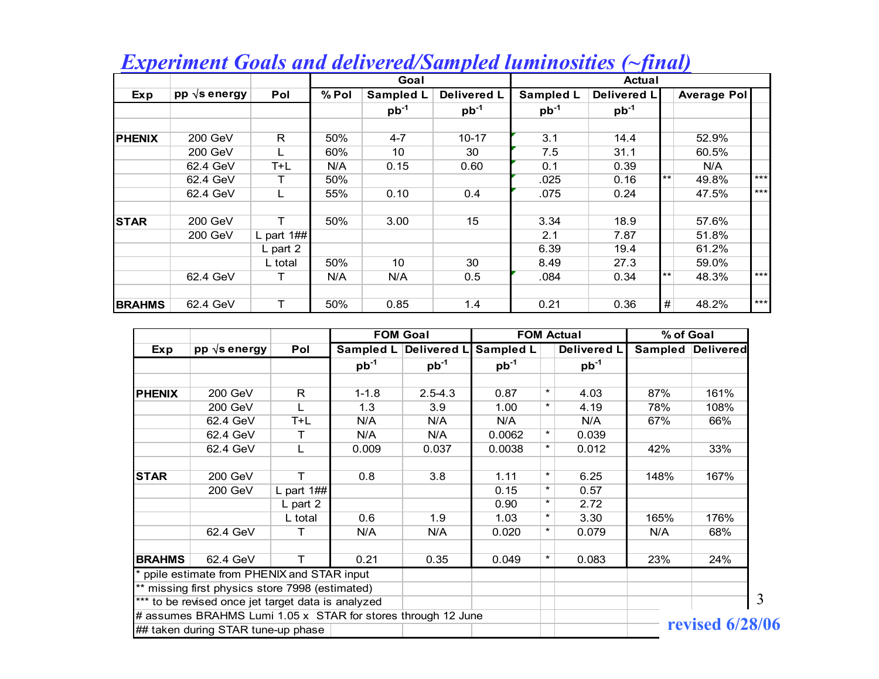# *Experiment Goals and delivered/Sampled luminosities (~final)*

| Exp | pp $\sqrt{s}$ energy | Pol | Goal | | | Actual | | | | |
|---|---|---|---|---|---|---|---|---|---|---|
| | | | % Pol | Sampled L | Delivered L | Sampled L | Delivered L | | Average Pol | |
| | | | | $pb^{-1}$ | $pb^{-1}$ | $pb^{-1}$ | $pb^{-1}$ | | | |
| PHENIX | 200 GeV | R | 50% | 4-7 | 10-17 | 3.1 | 14.4 | | 52.9% | |
| | 200 GeV | L | 60% | 10 | 30 | 7.5 | 31.1 | | 60.5% | |
| | 62.4 GeV | T+L | N/A | 0.15 | 0.60 | 0.1 | 0.39 | | N/A | |
| | 62.4 GeV | T | 50% | | | .025 | 0.16 | ** | 49.8% | *** |
| | 62.4 GeV | L | 55% | 0.10 | 0.4 | .075 | 0.24 | | 47.5% | *** |
| STAR | 200 GeV | T | 50% | 3.00 | 15 | 3.34 | 18.9 | | 57.6% | |
| | 200 GeV | L part 1## | | | | 2.1 | 7.87 | | 51.8% | |
| | | L part 2 | | | | 6.39 | 19.4 | | 61.2% | |
| | | L total | 50% | 10 | 30 | 8.49 | 27.3 | | 59.0% | |
| | 62.4 GeV | T | N/A | N/A | 0.5 | .084 | 0.34 | ** | 48.3% | *** |
| BRAHMS | 62.4 GeV | T | 50% | 0.85 | 1.4 | 0.21 | 0.36 | # | 48.2% | *** |

| Exp | pp $\sqrt{s}$ energy | Pol | FOM Goal | | FOM Actual | | | % of Goal | |
|---|---|---|---|---|---|---|---|---|---|
| | | | Sampled L | Delivered L | Sampled L | | Delivered L | Sampled | Delivered |
| | | | $pb^{-1}$ | $pb^{-1}$ | $pb^{-1}$ | | $pb^{-1}$ | | |
| PHENIX | 200 GeV | R | 1-1.8 | 2.5-4.3 | 0.87 | * | 4.03 | 87% | 161% |
| | 200 GeV | L | 1.3 | 3.9 | 1.00 | * | 4.19 | 78% | 108% |
| | 62.4 GeV | T+L | N/A | N/A | N/A | | N/A | 67% | 66% |
| | 62.4 GeV | T | N/A | N/A | 0.0062 | * | 0.039 | | |
| | 62.4 GeV | L | 0.009 | 0.037 | 0.0038 | * | 0.012 | 42% | 33% |
| STAR | 200 GeV | T | 0.8 | 3.8 | 1.11 | * | 6.25 | 148% | 167% |
| | 200 GeV | L part 1## | | | 0.15 | * | 0.57 | | |
| | | L part 2 | | | 0.90 | * | 2.72 | | |
| | | L total | 0.6 | 1.9 | 1.03 | * | 3.30 | 165% | 176% |
| | 62.4 GeV | T | N/A | N/A | 0.020 | * | 0.079 | N/A | 68% |
| BRAHMS | 62.4 GeV | T | 0.21 | 0.35 | 0.049 | * | 0.083 | 23% | 24% |

\* ppile estimate from PHENIX and STAR input

** missing first physics store 7998 (estimated)

*** to be revised once jet target data is analyzed

# assumes BRAHMS Lumi 1.05 x STAR for stores through 12 June

## taken during STAR tune-up phase

**revised 6/28/06**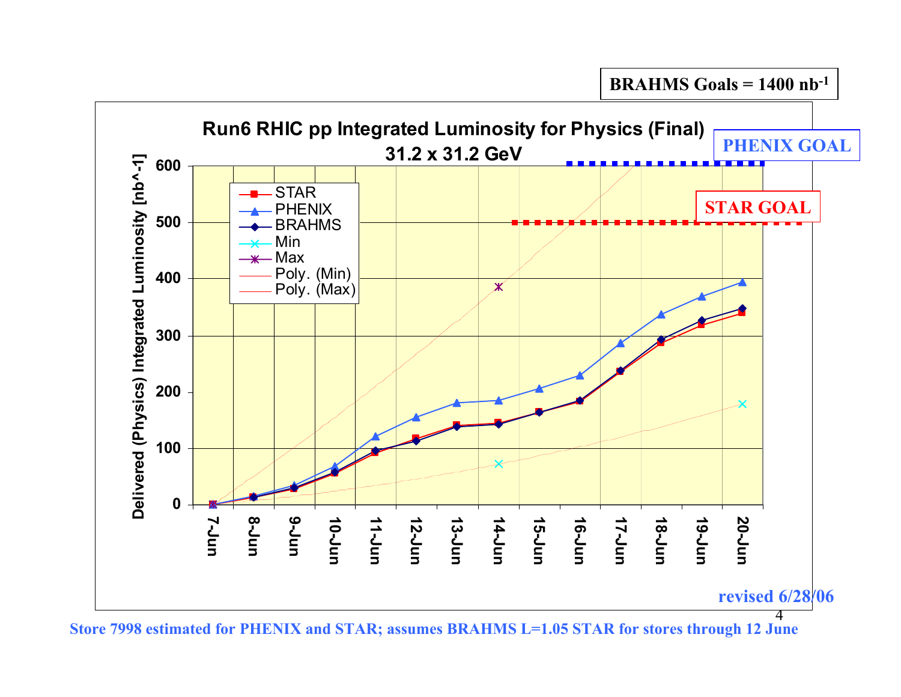**BRAHMS Goals = 1400 nb$^{-1}$**

## Run6 RHIC pp Integrated Luminosity for Physics (Final)

### 31.2 x 31.2 GeV

PHENIX GOAL

STAR GOAL

Delivered (Physics) Integrated Luminosity [nb^-1]

Legend: STAR, PHENIX, BRAHMS, Min, Max, Poly. (Min), Poly. (Max)

Dates: 7-Jun, 8-Jun, 9-Jun, 10-Jun, 11-Jun, 12-Jun, 13-Jun, 14-Jun, 15-Jun, 16-Jun, 17-Jun, 18-Jun, 19-Jun, 20-Jun

revised 6/28/06

Store 7998 estimated for PHENIX and STAR; assumes BRAHMS L=1.05 STAR for stores through 12 June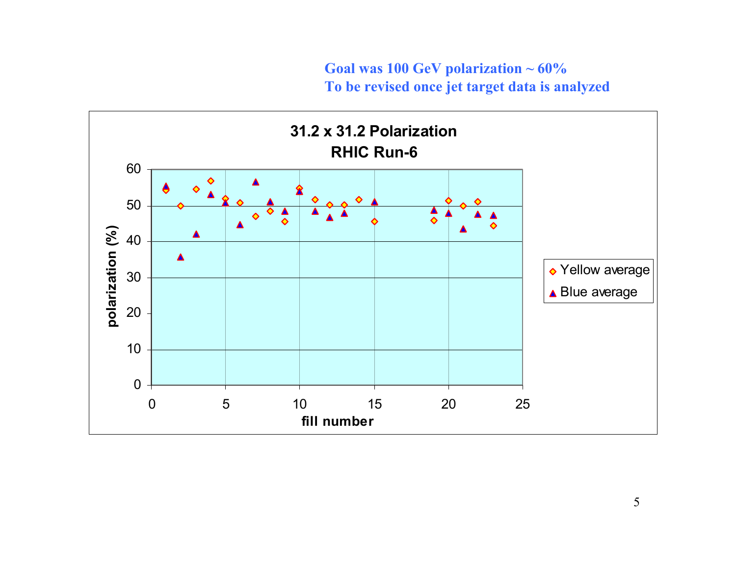**Goal was 100 GeV polarization ~ 60%**
**To be revised once jet target data is analyzed**

**31.2 x 31.2 Polarization**
**RHIC Run-6**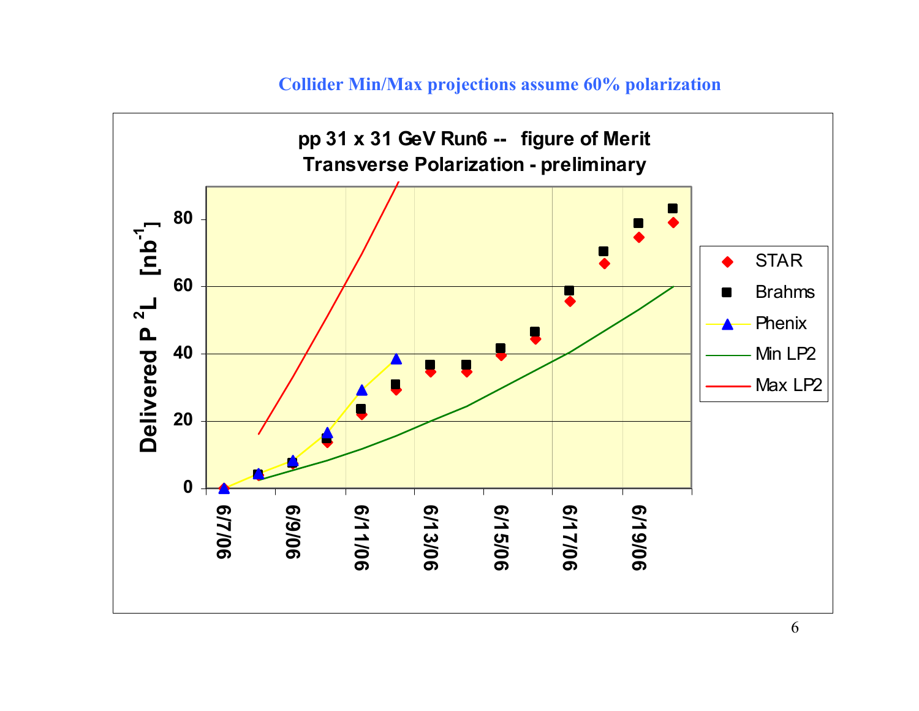**Collider Min/Max projections assume 60% polarization**

**pp 31 x 31 GeV Run6 -- figure of Merit**
**Transverse Polarization - preliminary**

Delivered $P^2L$ [$nb^{-1}$]

Legend: STAR, Brahms, Phenix, Min LP2, Max LP2

Y-axis: 0, 20, 40, 60, 80

X-axis: 6/7/06, 6/9/06, 6/11/06, 6/13/06, 6/15/06, 6/17/06, 6/19/06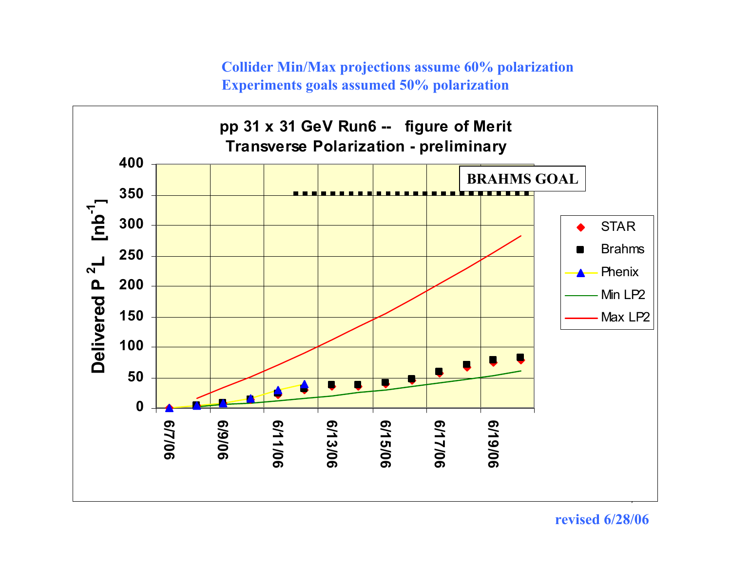Collider Min/Max projections assume 60% polarization
Experiments goals assumed 50% polarization

**pp 31 x 31 GeV Run6 -- figure of Merit**
**Transverse Polarization - preliminary**

Delivered $P^2L$ [$nb^{-1}$]

BRAHMS GOAL

STAR
Brahms
Phenix
Min LP2
Max LP2

6/7/06, 6/9/06, 6/11/06, 6/13/06, 6/15/06, 6/17/06, 6/19/06

revised 6/28/06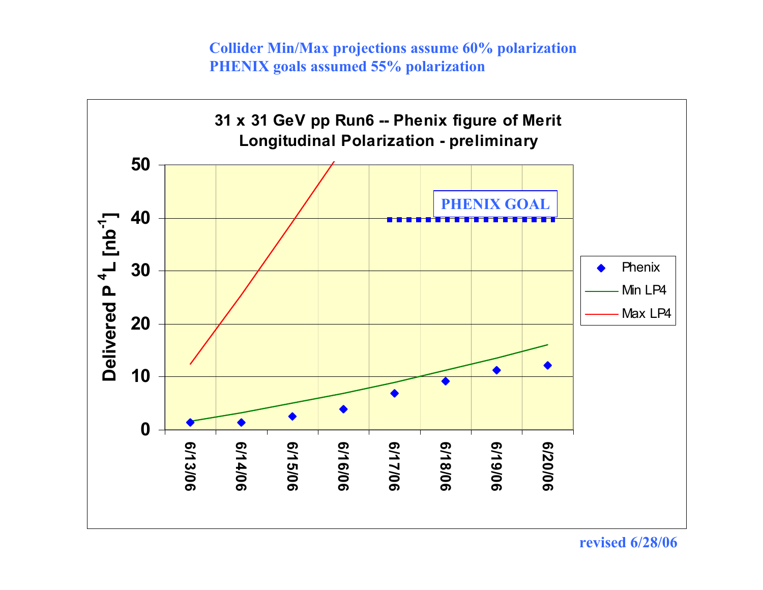**Collider Min/Max projections assume 60% polarization**
**PHENIX goals assumed 55% polarization**

**31 x 31 GeV pp Run6 -- Phenix figure of Merit**
**Longitudinal Polarization - preliminary**

Delivered $P^4L$ [$nb^{-1}$]

PHENIX GOAL

Legend: Phenix, Min LP4, Max LP4

6/13/06, 6/14/06, 6/15/06, 6/16/06, 6/17/06, 6/18/06, 6/19/06, 6/20/06

revised 6/28/06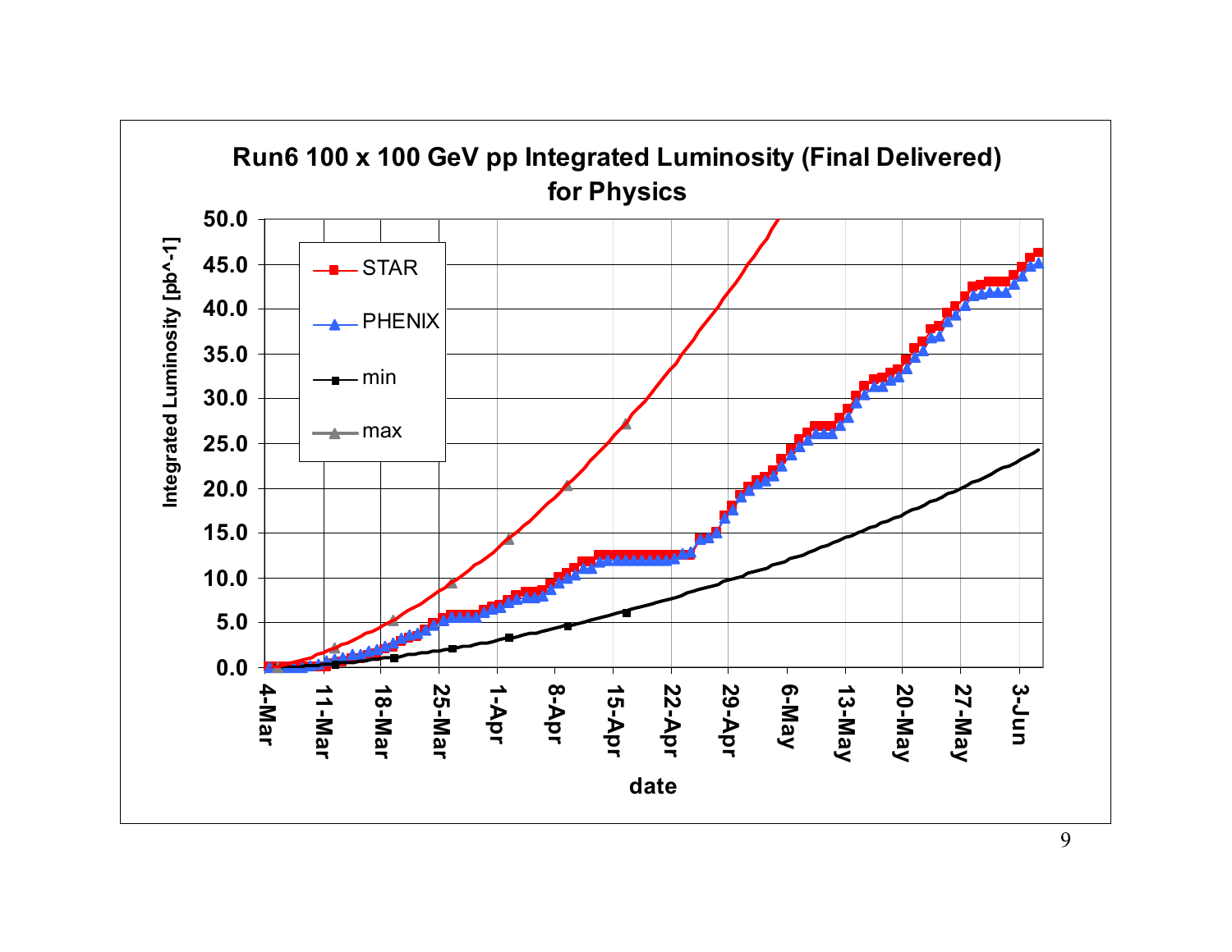**Run6 100 x 100 GeV pp Integrated Luminosity (Final Delivered) for Physics**

Integrated Luminosity [pb^-1]

50.0, 45.0, 40.0, 35.0, 30.0, 25.0, 20.0, 15.0, 10.0, 5.0, 0.0

STAR

PHENIX

min

max

4-Mar, 11-Mar, 18-Mar, 25-Mar, 1-Apr, 8-Apr, 15-Apr, 22-Apr, 29-Apr, 6-May, 13-May, 20-May, 27-May, 3-Jun

date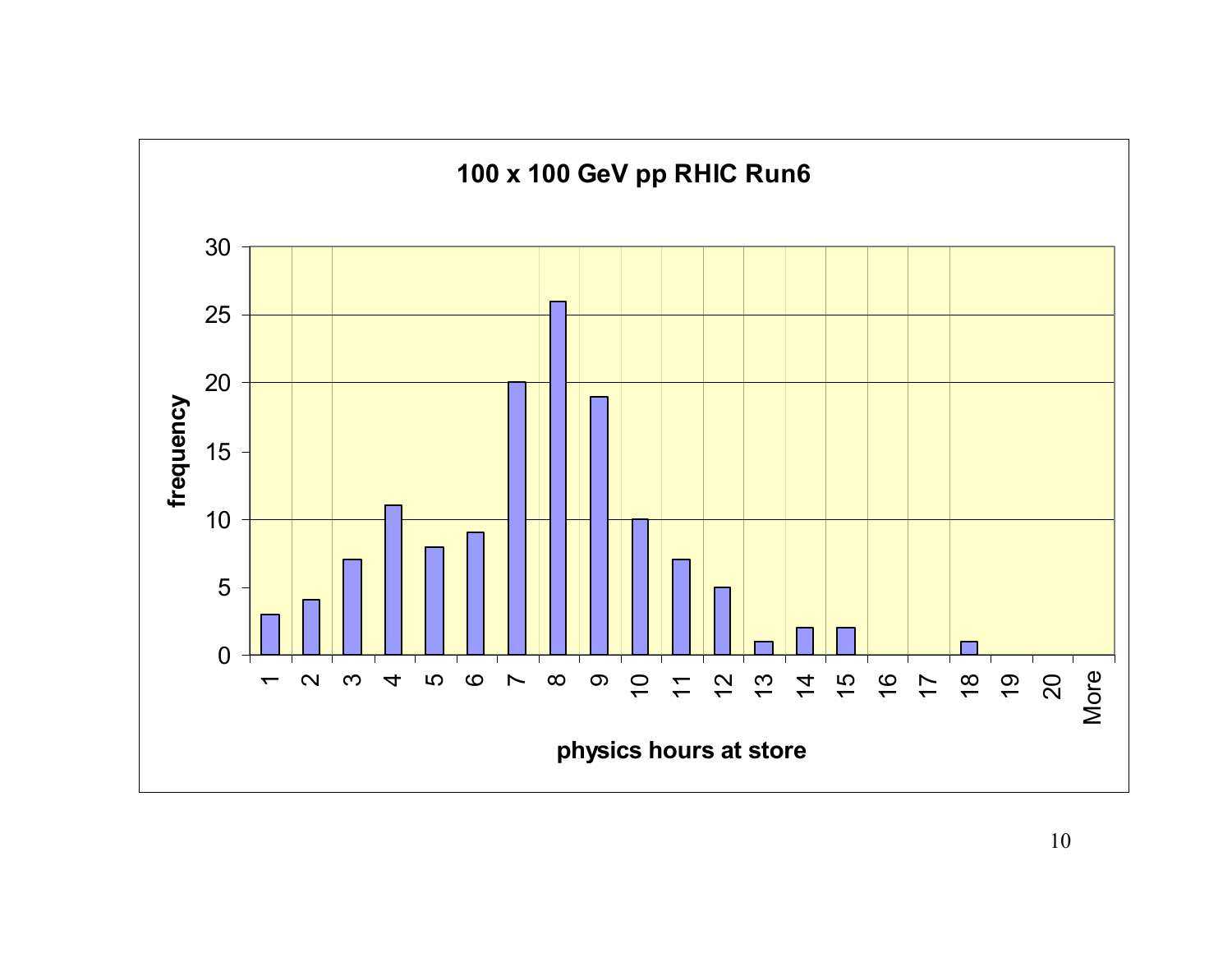## 100 x 100 GeV pp RHIC Run6

| physics hours at store | frequency |
|---|---|
| 1 | 3 |
| 2 | 4 |
| 3 | 7 |
| 4 | 11 |
| 5 | 8 |
| 6 | 9 |
| 7 | 20 |
| 8 | 26 |
| 9 | 19 |
| 10 | 10 |
| 11 | 7 |
| 12 | 5 |
| 13 | 1 |
| 14 | 2 |
| 15 | 2 |
| 16 | 0 |
| 17 | 0 |
| 18 | 1 |
| 19 | 0 |
| 20 | 0 |
| More | 0 |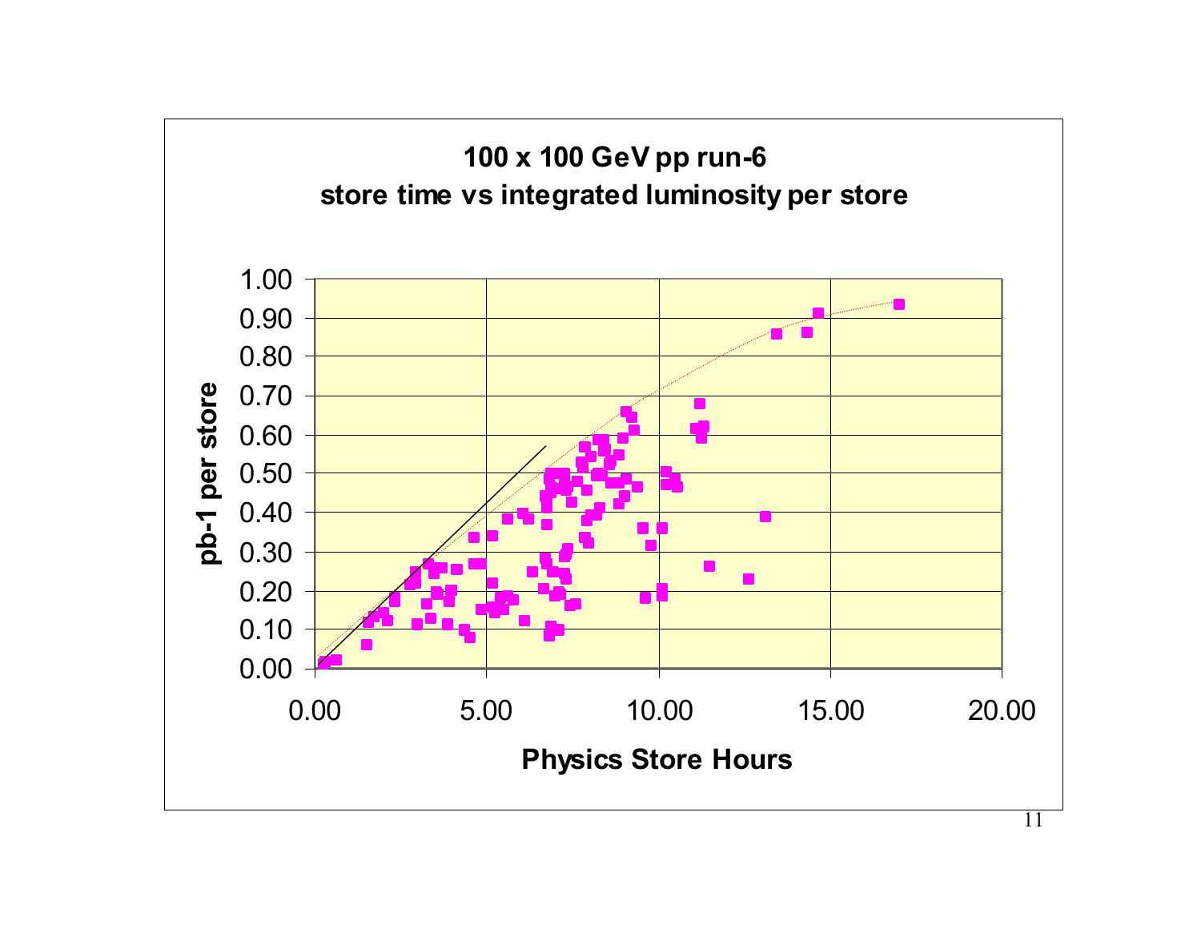**100 x 100 GeV pp run-6**

**store time vs integrated luminosity per store**

**pb-1 per store**

**Physics Store Hours**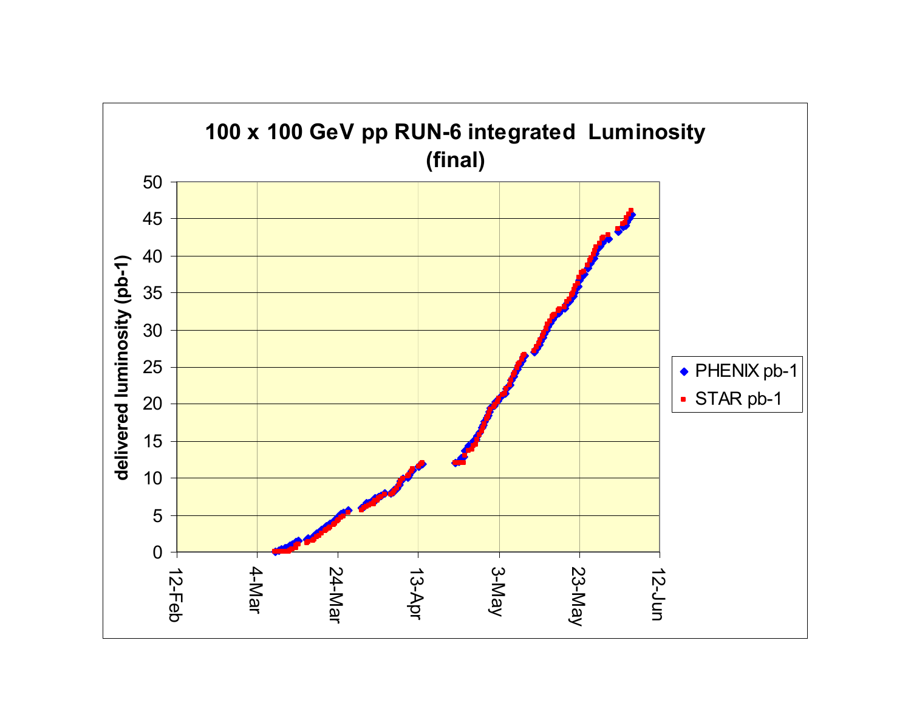## 100 x 100 GeV pp RUN-6 integrated Luminosity (final)

delivered luminosity (pb-1)

- PHENIX pb-1
- STAR pb-1

12-Feb, 4-Mar, 24-Mar, 13-Apr, 3-May, 23-May, 12-Jun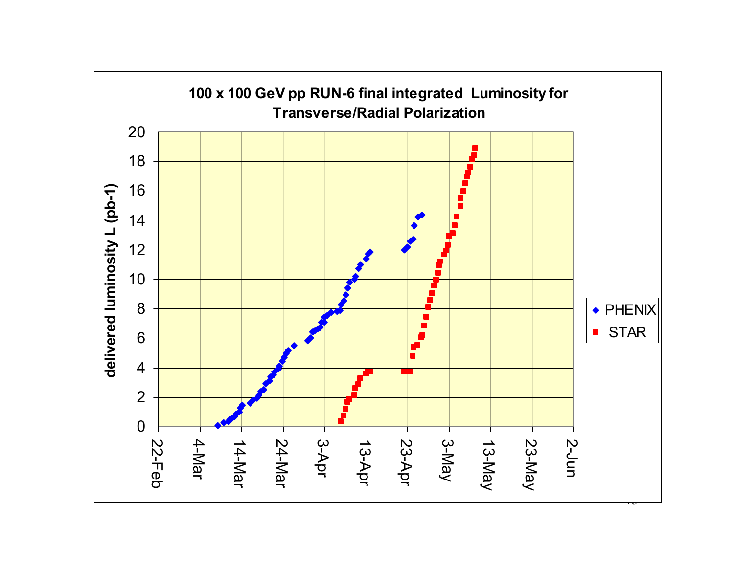## 100 x 100 GeV pp RUN-6 final integrated Luminosity for Transverse/Radial Polarization

delivered luminosity L (pb-1)

◆ PHENIX

■ STAR

22-Feb, 4-Mar, 14-Mar, 24-Mar, 3-Apr, 13-Apr, 23-Apr, 3-May, 13-May, 23-May, 2-Jun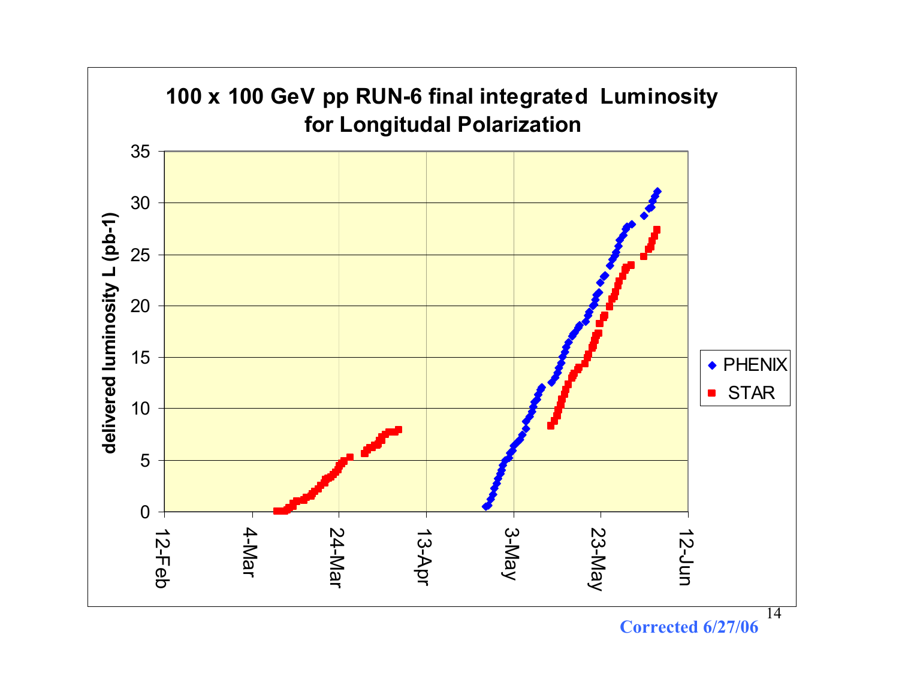## 100 x 100 GeV pp RUN-6 final integrated Luminosity for Longitudal Polarization

Corrected 6/27/06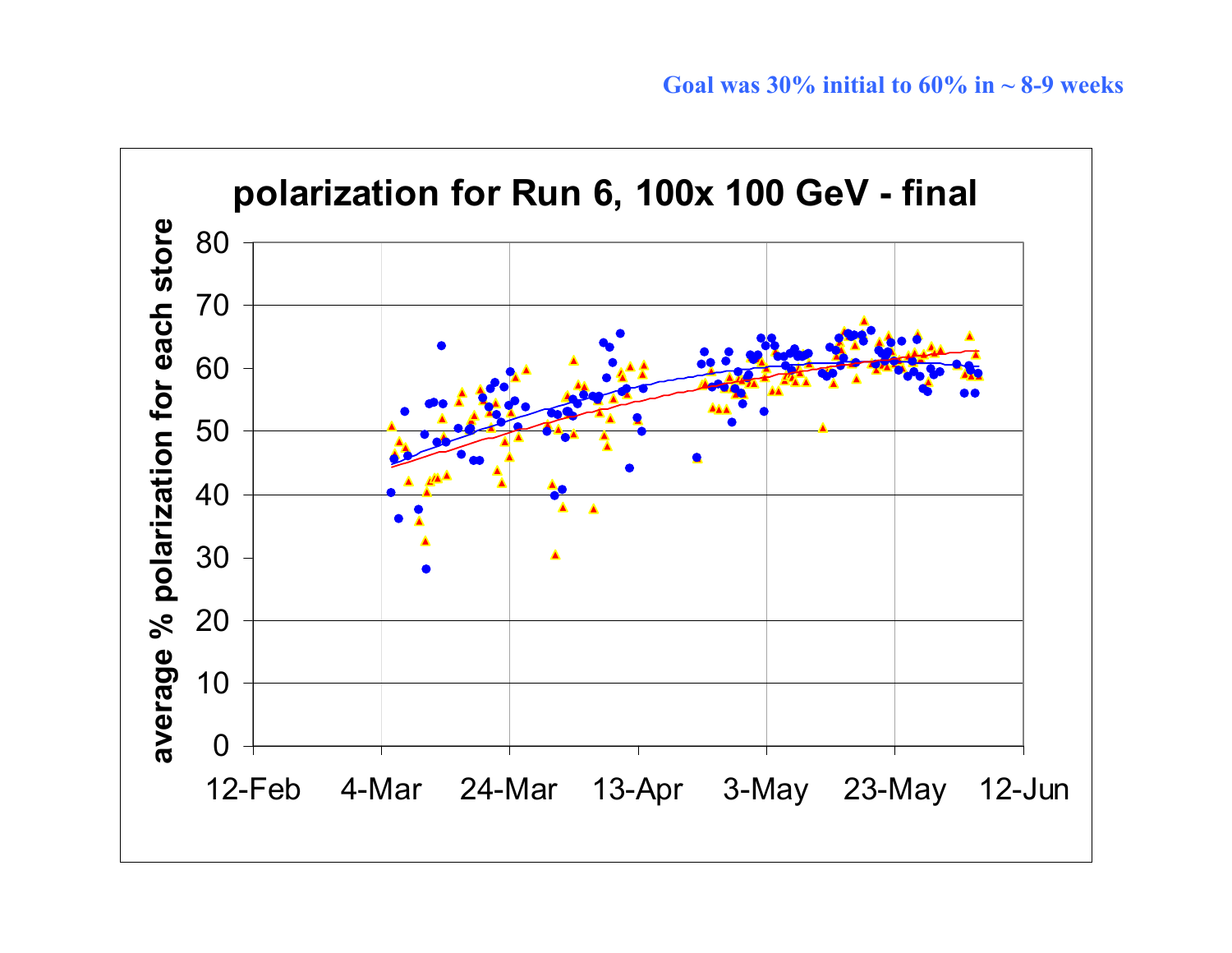Goal was 30% initial to 60% in ~ 8-9 weeks

## polarization for Run 6, 100x 100 GeV - final

average % polarization for each store

0, 10, 20, 30, 40, 50, 60, 70, 80

12-Feb, 4-Mar, 24-Mar, 13-Apr, 3-May, 23-May, 12-Jun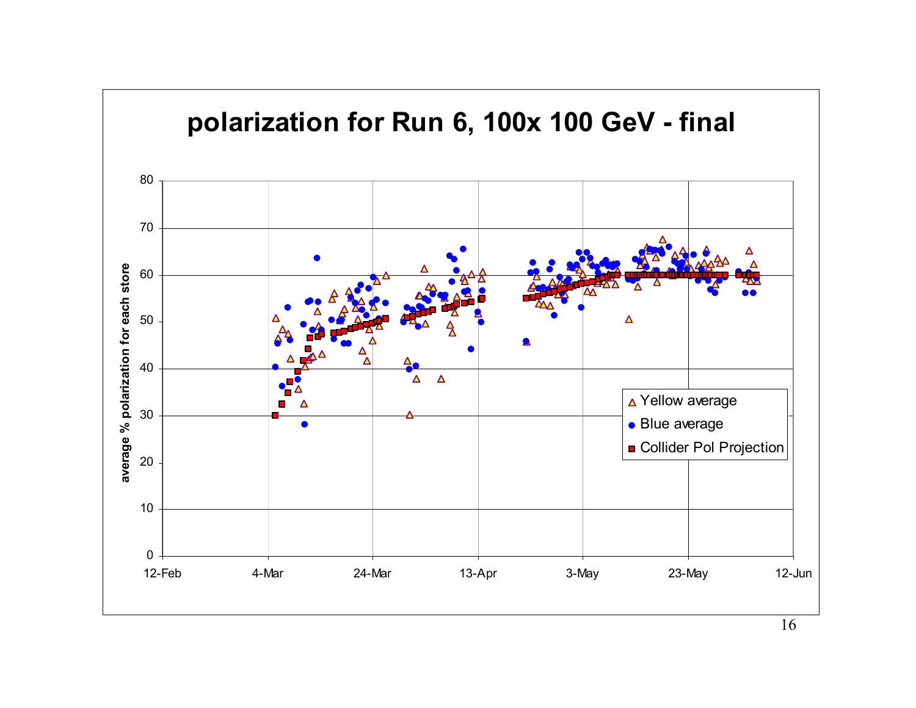# polarization for Run 6, 100x 100 GeV - final

average % polarization for each store

0, 10, 20, 30, 40, 50, 60, 70, 80

12-Feb, 4-Mar, 24-Mar, 13-Apr, 3-May, 23-May, 12-Jun

- Yellow average
- Blue average
- Collider Pol Projection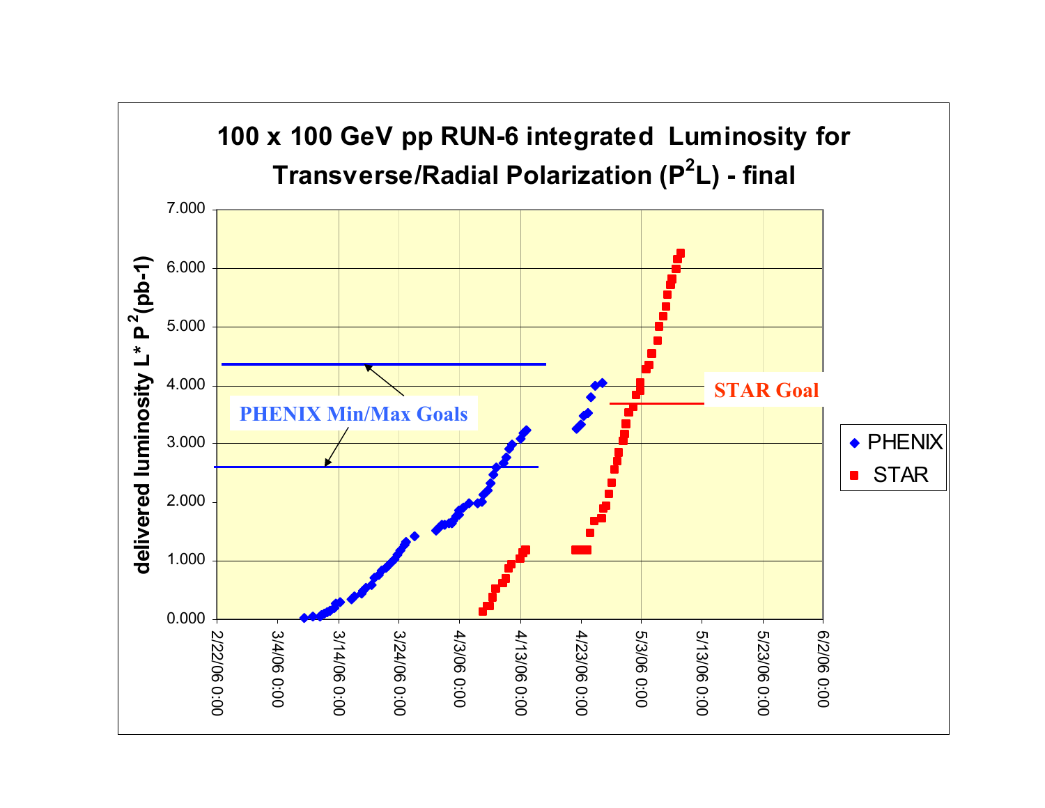## 100 x 100 GeV pp RUN-6 integrated Luminosity for Transverse/Radial Polarization ($P^2L$) - final

delivered luminosity $L * P^2$(pb-1)

7.000
6.000
5.000
4.000
3.000
2.000
1.000
0.000

2/22/06 0:00 | 3/4/06 0:00 | 3/14/06 0:00 | 3/24/06 0:00 | 4/3/06 0:00 | 4/13/06 0:00 | 4/23/06 0:00 | 5/3/06 0:00 | 5/13/06 0:00 | 5/23/06 0:00 | 6/2/06 0:00

PHENIX Min/Max Goals

STAR Goal

- PHENIX
- STAR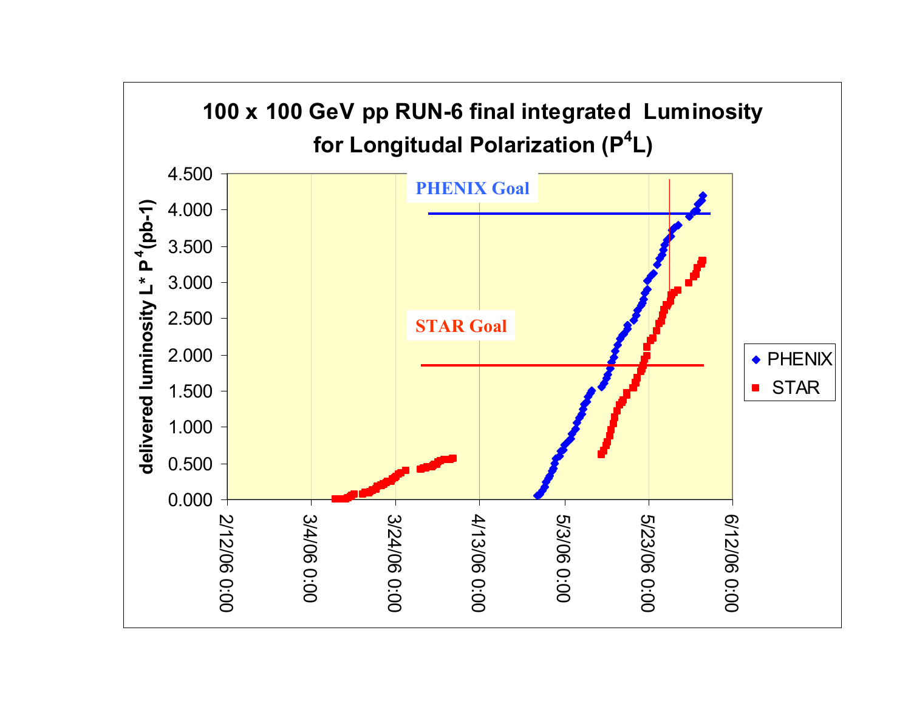# 100 x 100 GeV pp RUN-6 final integrated Luminosity for Longitudal Polarization ($P^4L$)

**PHENIX Goal**

**STAR Goal**

delivered luminosity $L * P^4$(pb-1)

Y-axis: 0.000, 0.500, 1.000, 1.500, 2.000, 2.500, 3.000, 3.500, 4.000, 4.500

X-axis: 2/12/06 0:00, 3/4/06 0:00, 3/24/06 0:00, 4/13/06 0:00, 5/3/06 0:00, 5/23/06 0:00, 6/12/06 0:00

Legend: PHENIX, STAR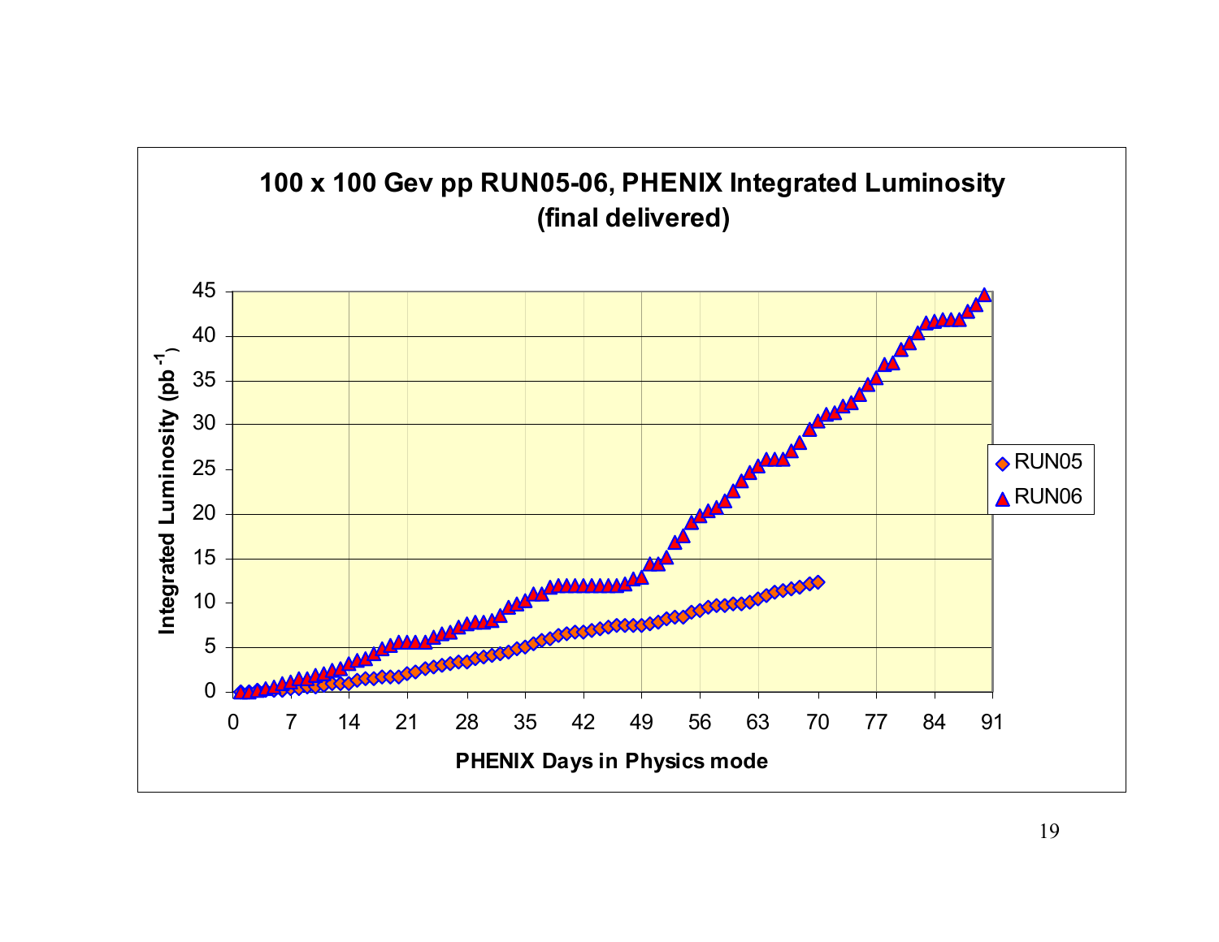**100 x 100 Gev pp RUN05-06, PHENIX Integrated Luminosity (final delivered)**

Integrated Luminosity ($pb^{-1}$)

PHENIX Days in Physics mode

RUN05

RUN06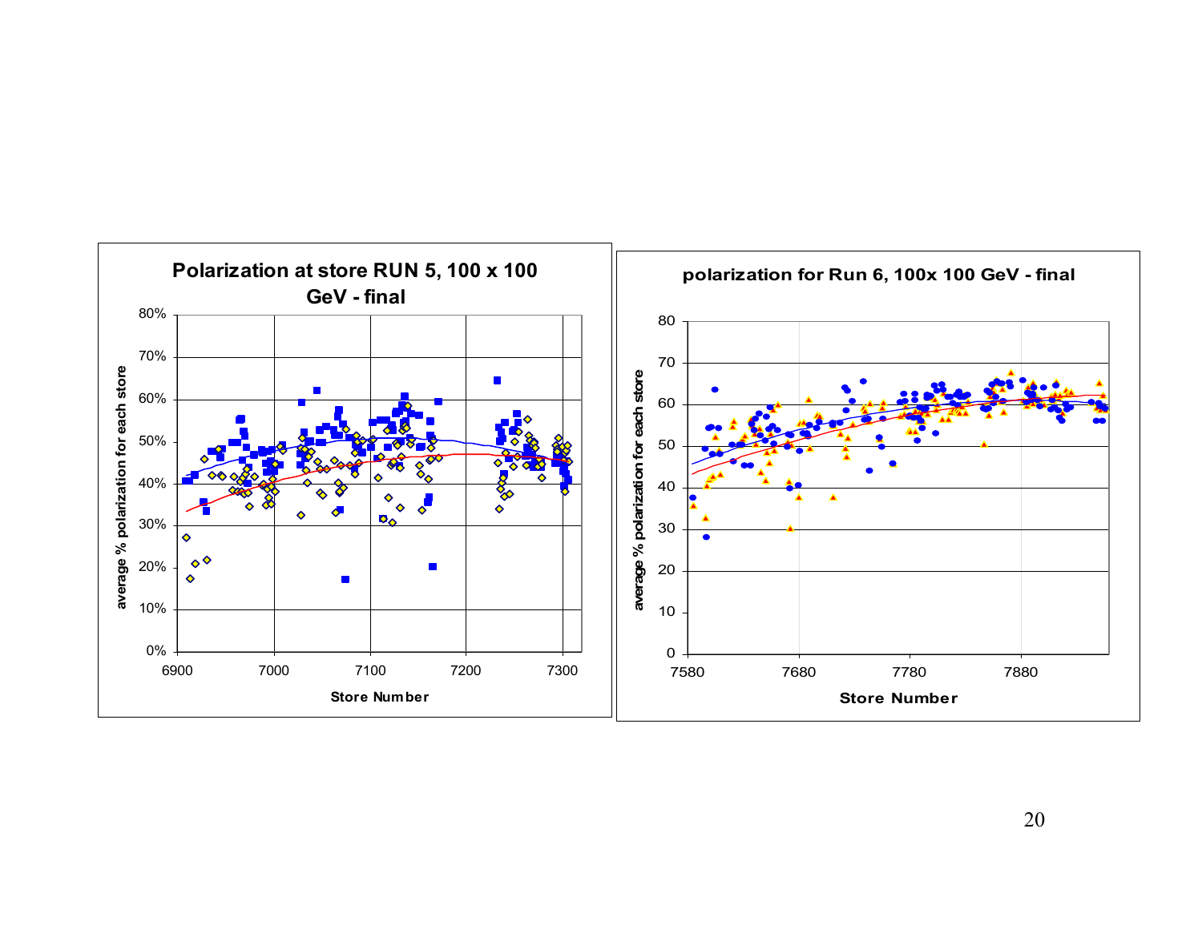## Polarization at store RUN 5, 100 x 100 GeV - final

average % polarization for each store

Store Number

## polarization for Run 6, 100x 100 GeV - final

average % polarization for each store

Store Number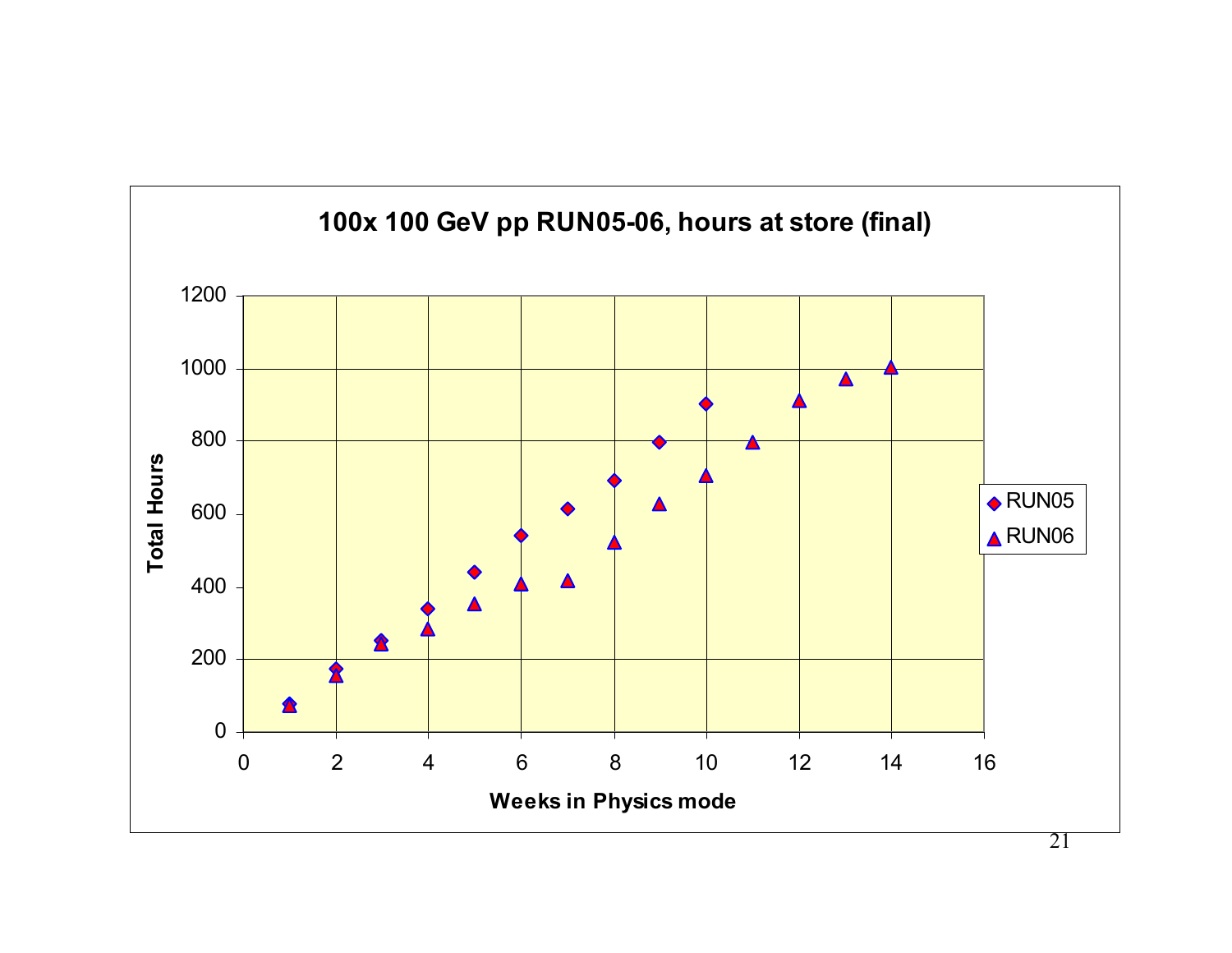**100x 100 GeV pp RUN05-06, hours at store (final)**

| Weeks in Physics mode | RUN05 (Total Hours) | RUN06 (Total Hours) |
|---|---|---|
| 1 | ~75 | ~70 |
| 2 | ~170 | ~155 |
| 3 | ~250 | ~240 |
| 4 | ~340 | ~285 |
| 5 | ~440 | ~355 |
| 6 | ~540 | ~410 |
| 7 | ~615 | ~420 |
| 8 | ~690 | ~520 |
| 9 | ~795 | ~625 |
| 10 | ~900 | ~705 |
| 11 | | ~795 |
| 12 | | ~910 |
| 13 | | ~970 |
| 14 | | ~1000 |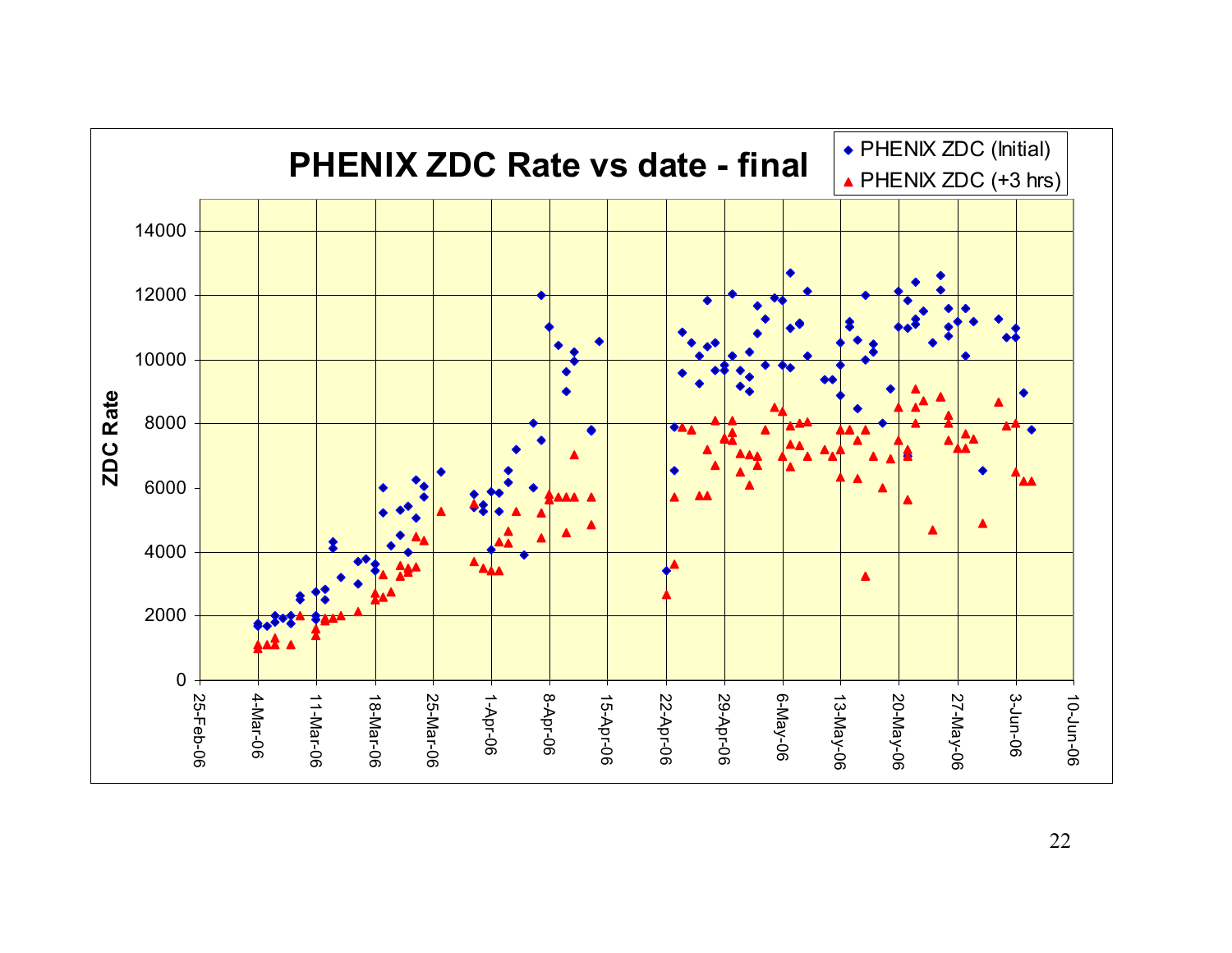# PHENIX ZDC Rate vs date - final

- PHENIX ZDC (Initial)
- PHENIX ZDC (+3 hrs)

ZDC Rate

0, 2000, 4000, 6000, 8000, 10000, 12000, 14000

25-Feb-06, 4-Mar-06, 11-Mar-06, 18-Mar-06, 25-Mar-06, 1-Apr-06, 8-Apr-06, 15-Apr-06, 22-Apr-06, 29-Apr-06, 6-May-06, 13-May-06, 20-May-06, 27-May-06, 3-Jun-06, 10-Jun-06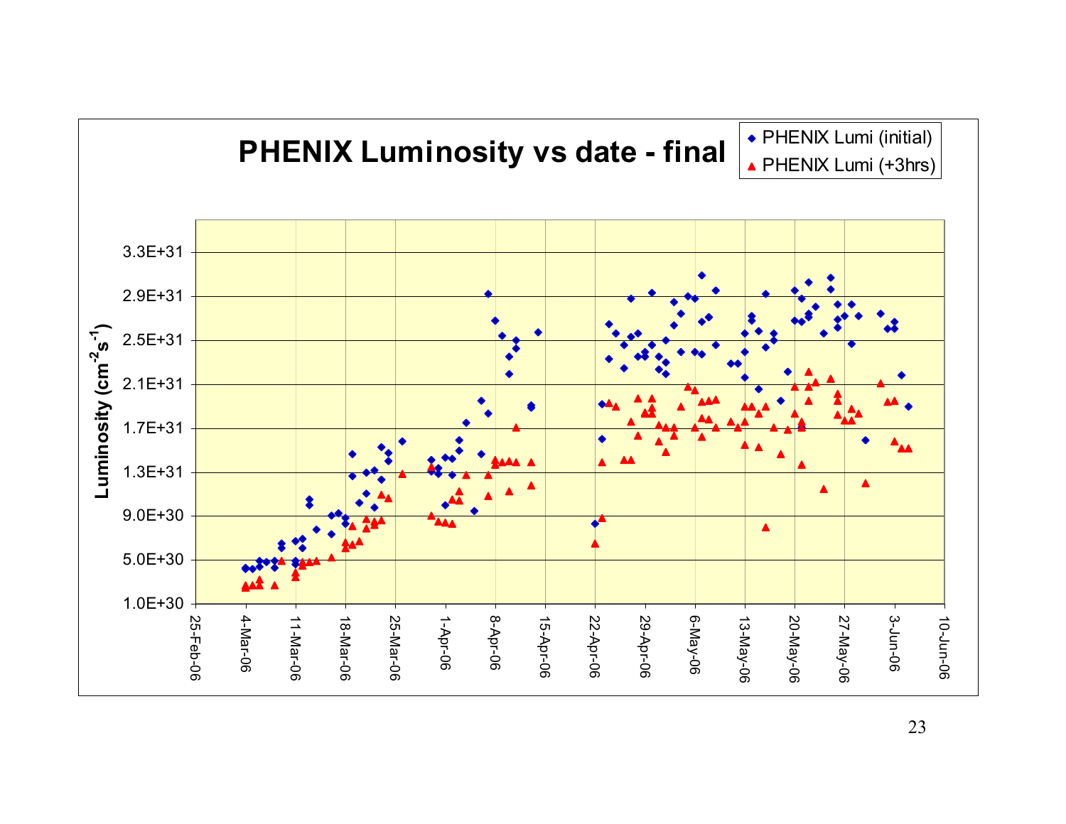# PHENIX Luminosity vs date - final

- PHENIX Lumi (initial)
- PHENIX Lumi (+3hrs)

Luminosity ($cm^{-2}s^{-1}$)

3.3E+31, 2.9E+31, 2.5E+31, 2.1E+31, 1.7E+31, 1.3E+31, 9.0E+30, 5.0E+30, 1.0E+30

25-Feb-06, 4-Mar-06, 11-Mar-06, 18-Mar-06, 25-Mar-06, 1-Apr-06, 8-Apr-06, 15-Apr-06, 22-Apr-06, 29-Apr-06, 6-May-06, 13-May-06, 20-May-06, 27-May-06, 3-Jun-06, 10-Jun-06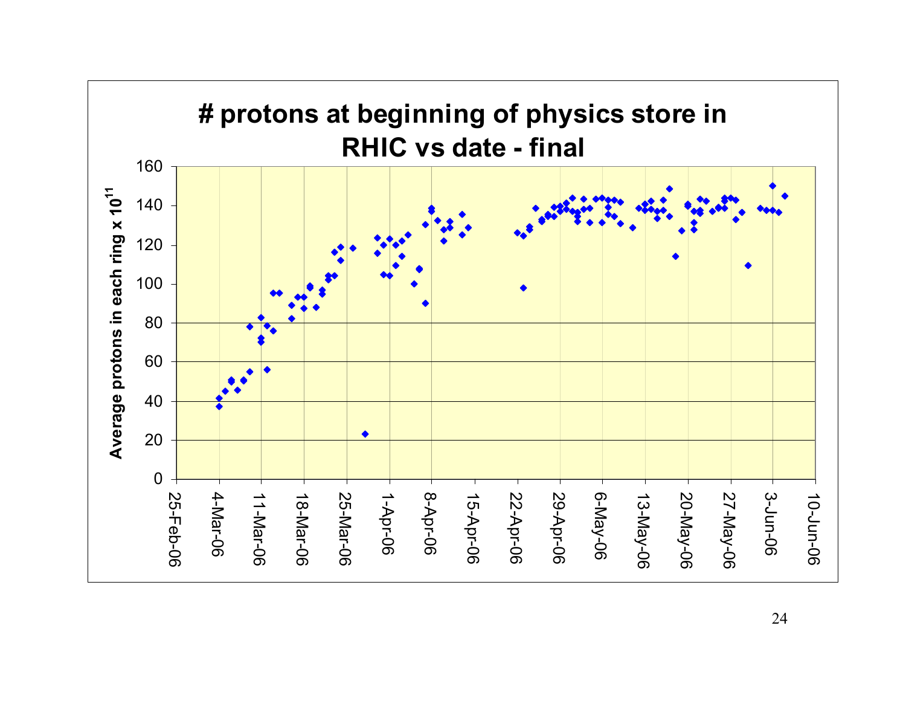# # protons at beginning of physics store in RHIC vs date - final

Average protons in each ring x $10^{11}$

| | |
|---|---|
| y-axis | 0, 20, 40, 60, 80, 100, 120, 140, 160 |
| x-axis | 25-Feb-06, 4-Mar-06, 11-Mar-06, 18-Mar-06, 25-Mar-06, 1-Apr-06, 8-Apr-06, 15-Apr-06, 22-Apr-06, 29-Apr-06, 6-May-06, 13-May-06, 20-May-06, 27-May-06, 3-Jun-06, 10-Jun-06 |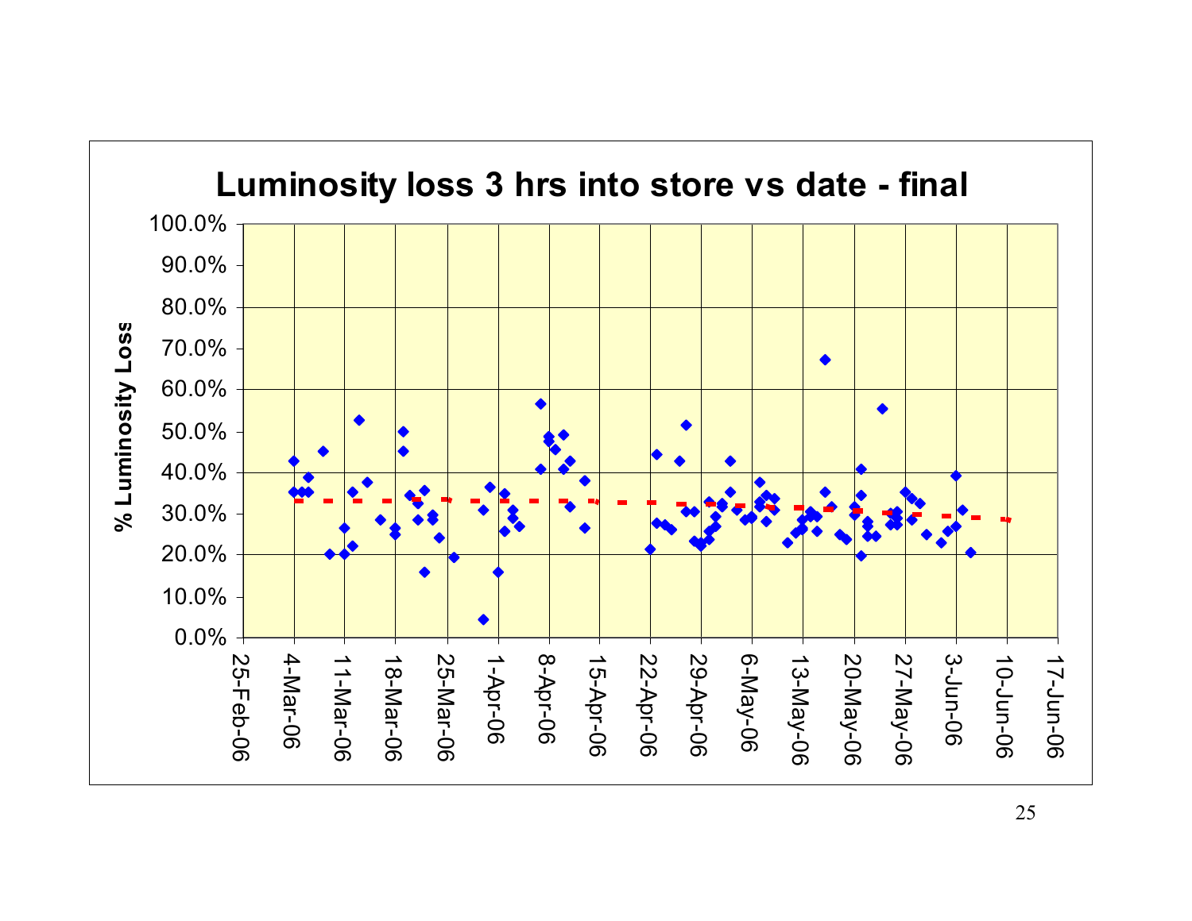# Luminosity loss 3 hrs into store vs date - final

% Luminosity Loss

100.0%
90.0%
80.0%
70.0%
60.0%
50.0%
40.0%
30.0%
20.0%
10.0%
0.0%

25-Feb-06 4-Mar-06 11-Mar-06 18-Mar-06 25-Mar-06 1-Apr-06 8-Apr-06 15-Apr-06 22-Apr-06 29-Apr-06 6-May-06 13-May-06 20-May-06 27-May-06 3-Jun-06 10-Jun-06 17-Jun-06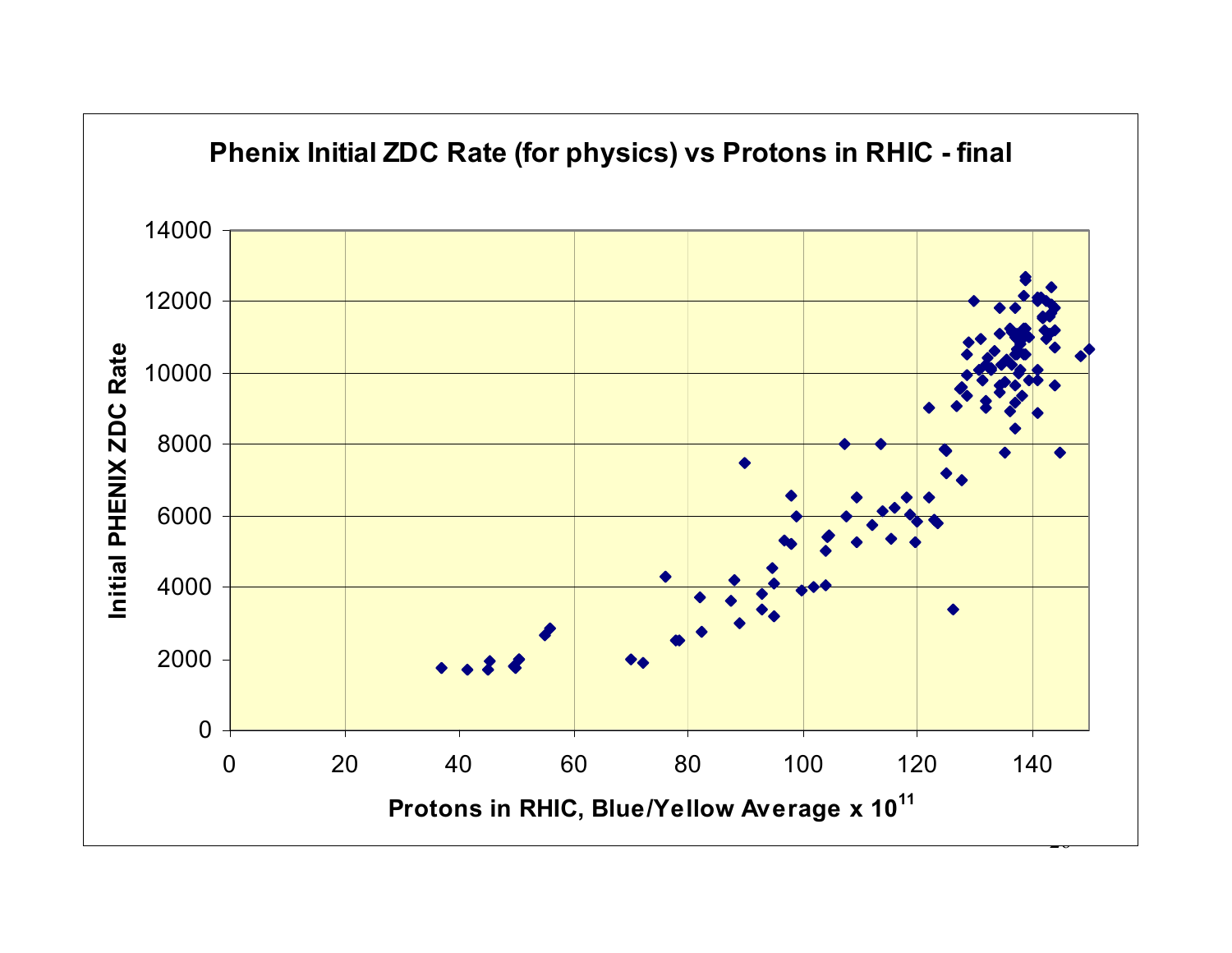**Phenix Initial ZDC Rate (for physics) vs Protons in RHIC - final**

Initial PHENIX ZDC Rate

Protons in RHIC, Blue/Yellow Average x $10^{11}$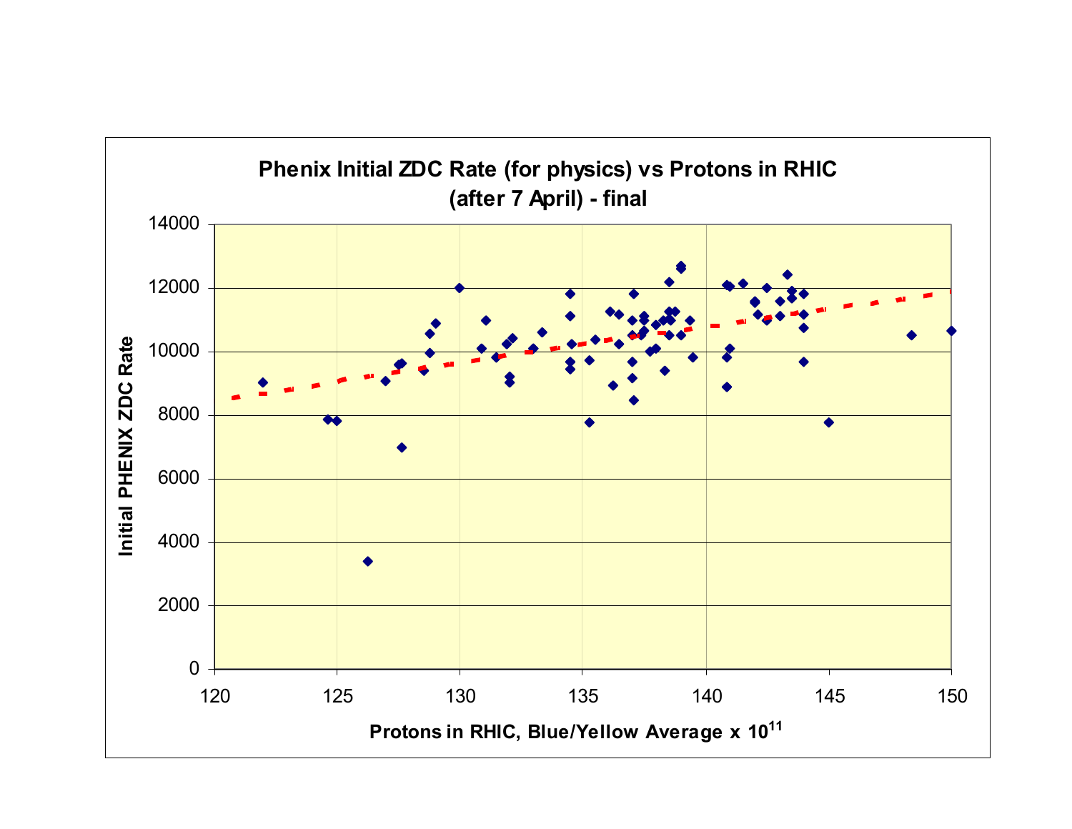**Phenix Initial ZDC Rate (for physics) vs Protons in RHIC**
**(after 7 April) - final**

Initial PHENIX ZDC Rate

Protons in RHIC, Blue/Yellow Average x $10^{11}$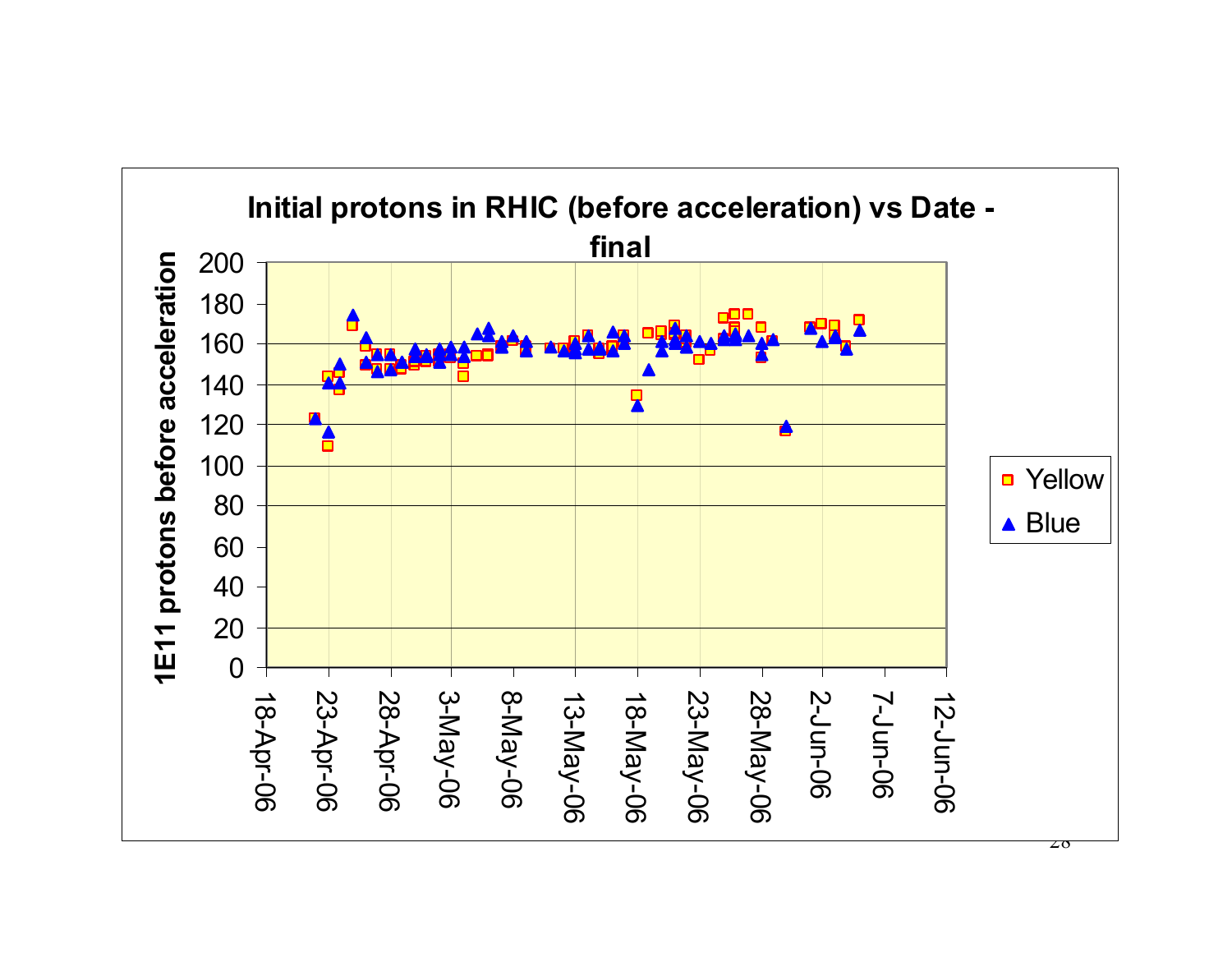## Initial protons in RHIC (before acceleration) vs Date - final

1E11 protons before acceleration

0, 20, 40, 60, 80, 100, 120, 140, 160, 180, 200

18-Apr-06, 23-Apr-06, 28-Apr-06, 3-May-06, 8-May-06, 13-May-06, 18-May-06, 23-May-06, 28-May-06, 2-Jun-06, 7-Jun-06, 12-Jun-06

Yellow

Blue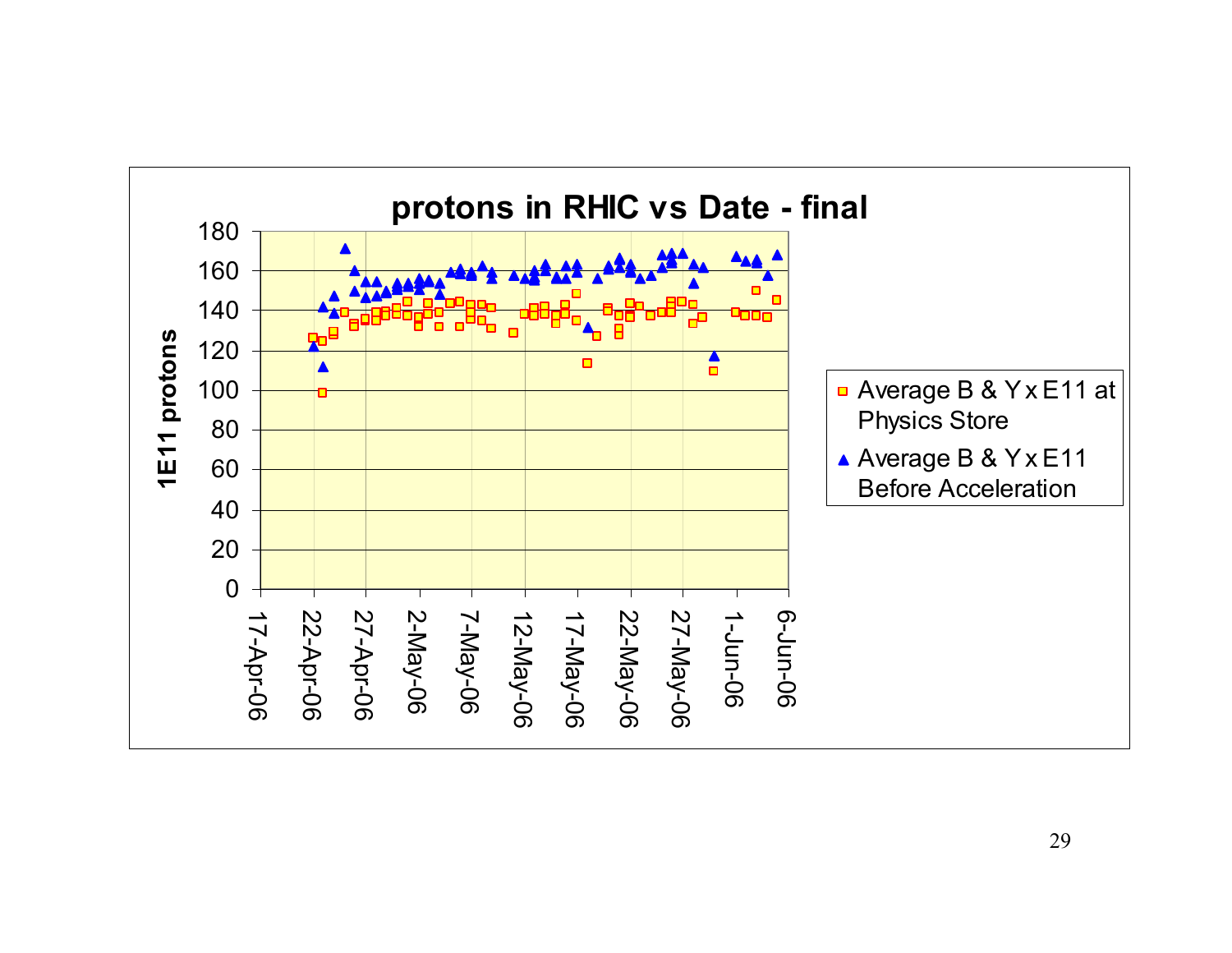# protons in RHIC vs Date - final

1E11 protons

- Average B & Y x E11 at Physics Store
- Average B & Y x E11 Before Acceleration

17-Apr-06, 22-Apr-06, 27-Apr-06, 2-May-06, 7-May-06, 12-May-06, 17-May-06, 22-May-06, 27-May-06, 1-Jun-06, 6-Jun-06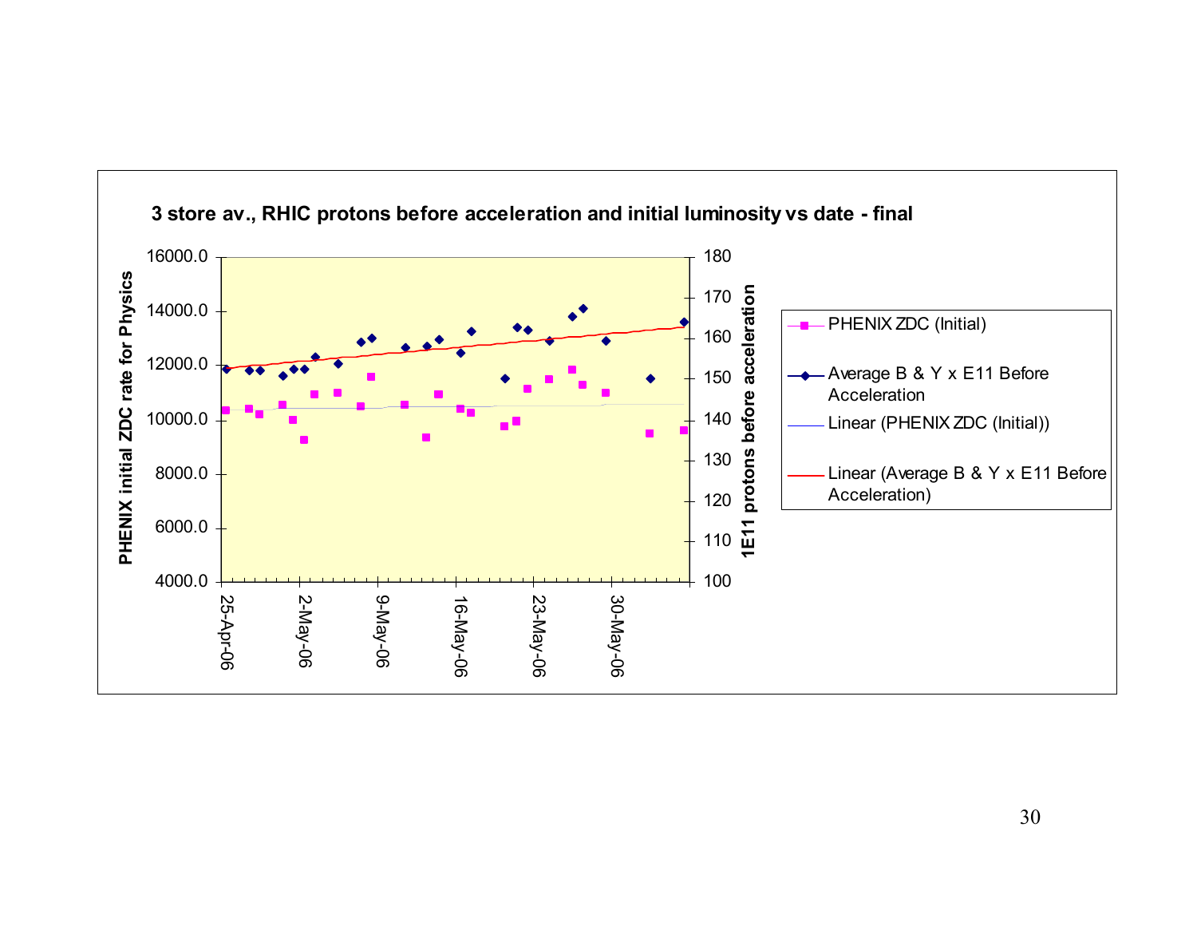**3 store av., RHIC protons before acceleration and initial luminosity vs date - final**

PHENIX initial ZDC rate for Physics

1E11 protons before acceleration

- PHENIX ZDC (Initial)
- Average B & Y x E11 Before Acceleration
- Linear (PHENIX ZDC (Initial))
- Linear (Average B & Y x E11 Before Acceleration)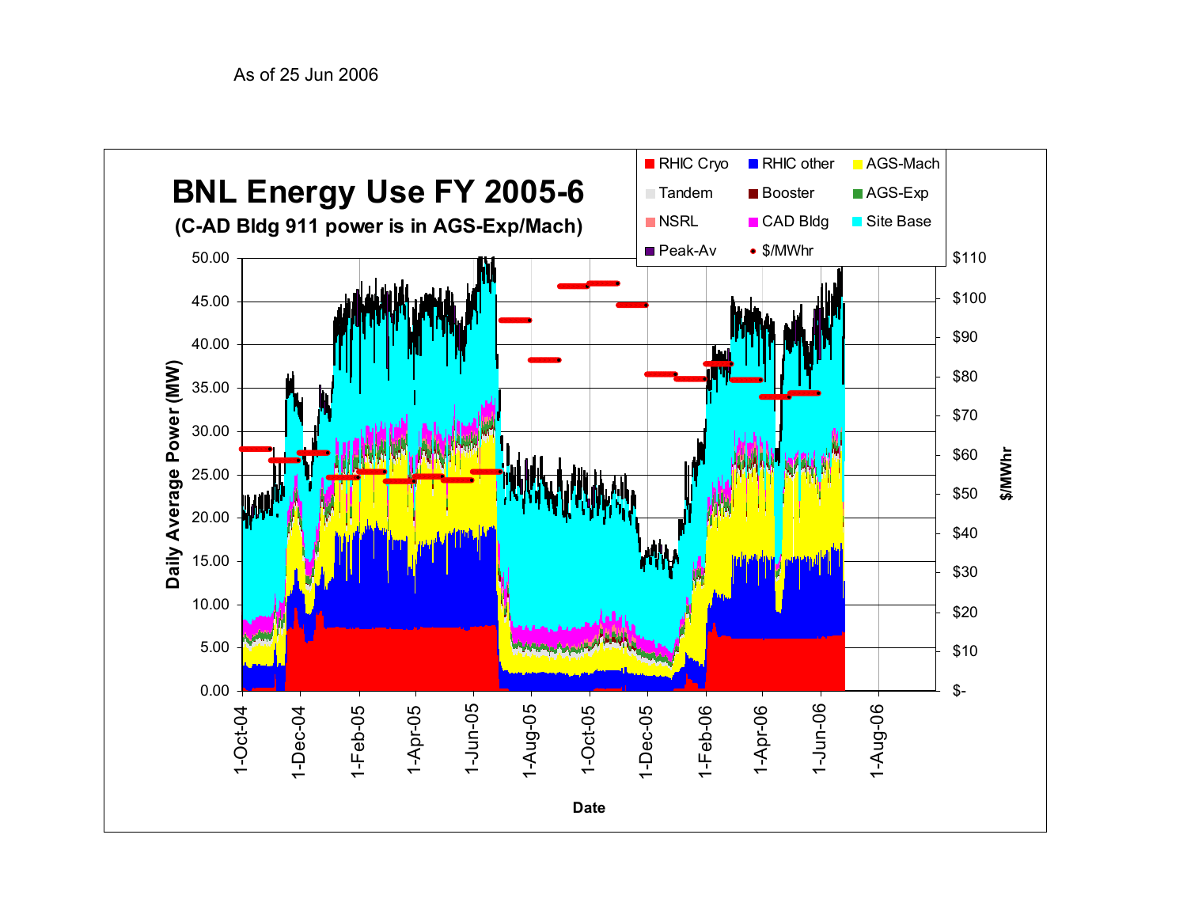As of 25 Jun 2006

# BNL Energy Use FY 2005-6

**(C-AD Bldg 911 power is in AGS-Exp/Mach)**

Legend: RHIC Cryo, RHIC other, AGS-Mach, Tandem, Booster, AGS-Exp, NSRL, CAD Bldg, Site Base, Peak-Av, $/MWhr

Left axis: Daily Average Power (MW) — 0.00, 5.00, 10.00, 15.00, 20.00, 25.00, 30.00, 35.00, 40.00, 45.00, 50.00

Right axis: $/MWhr — $-, $10, $20, $30, $40, $50, $60, $70, $80, $90, $100, $110

X axis: Date — 1-Oct-04, 1-Dec-04, 1-Feb-05, 1-Apr-05, 1-Jun-05, 1-Aug-05, 1-Oct-05, 1-Dec-05, 1-Feb-06, 1-Apr-06, 1-Jun-06, 1-Aug-06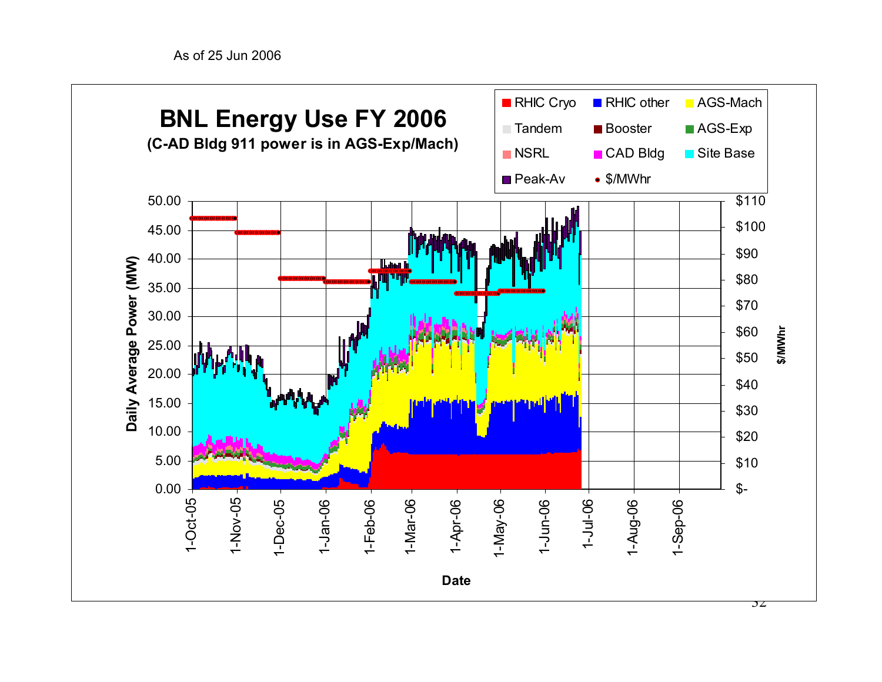As of 25 Jun 2006

# BNL Energy Use FY 2006

**(C-AD Bldg 911 power is in AGS-Exp/Mach)**

Legend: RHIC Cryo, RHIC other, AGS-Mach, Tandem, Booster, AGS-Exp, NSRL, CAD Bldg, Site Base, Peak-Av, $/MWhr

Daily Average Power (MW): 0.00, 5.00, 10.00, 15.00, 20.00, 25.00, 30.00, 35.00, 40.00, 45.00, 50.00

$/MWhr: $-, $10, $20, $30, $40, $50, $60, $70, $80, $90, $100, $110

Date: 1-Oct-05, 1-Nov-05, 1-Dec-05, 1-Jan-06, 1-Feb-06, 1-Mar-06, 1-Apr-06, 1-May-06, 1-Jun-06, 1-Jul-06, 1-Aug-06, 1-Sep-06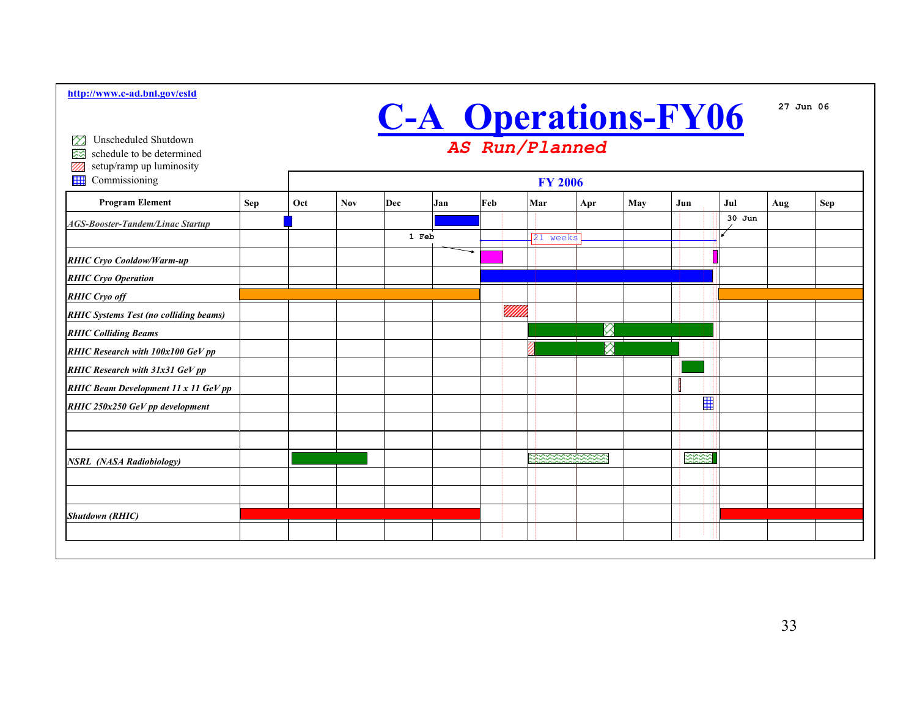http://www.c-ad.bnl.gov/esfd

# C-A Operations-FY06

27 Jun 06

*AS Run/Planned*

Legend:
- Unscheduled Shutdown
- schedule to be determined
- setup/ramp up luminosity
- Commissioning

**FY 2006**

| Program Element | Sep | Oct | Nov | Dec | Jan | Feb | Mar | Apr | May | Jun | Jul | Aug | Sep |
|---|---|---|---|---|---|---|---|---|---|---|---|---|---|
| *AGS-Booster-Tandem/Linac Startup* | | | | | | | | | | | | | |
| | | | | 1 Feb | | | 21 weeks | | | | 30 Jun | | |
| *RHIC Cryo Cooldown/Warm-up* | | | | | | | | | | | | | |
| *RHIC Cryo Operation* | | | | | | | | | | | | | |
| *RHIC Cryo off* | | | | | | | | | | | | | |
| *RHIC Systems Test (no colliding beams)* | | | | | | | | | | | | | |
| *RHIC Colliding Beams* | | | | | | | | | | | | | |
| *RHIC Research with 100x100 GeV pp* | | | | | | | | | | | | | |
| *RHIC Research with 31x31 GeV pp* | | | | | | | | | | | | | |
| *RHIC Beam Development 11 x 11 GeV pp* | | | | | | | | | | | | | |
| *RHIC 250x250 GeV pp development* | | | | | | | | | | | | | |
| | | | | | | | | | | | | | |
| | | | | | | | | | | | | | |
| *NSRL (NASA Radiobiology)* | | | | | | | | | | | | | |
| | | | | | | | | | | | | | |
| | | | | | | | | | | | | | |
| *Shutdown (RHIC)* | | | | | | | | | | | | | |
| | | | | | | | | | | | | | |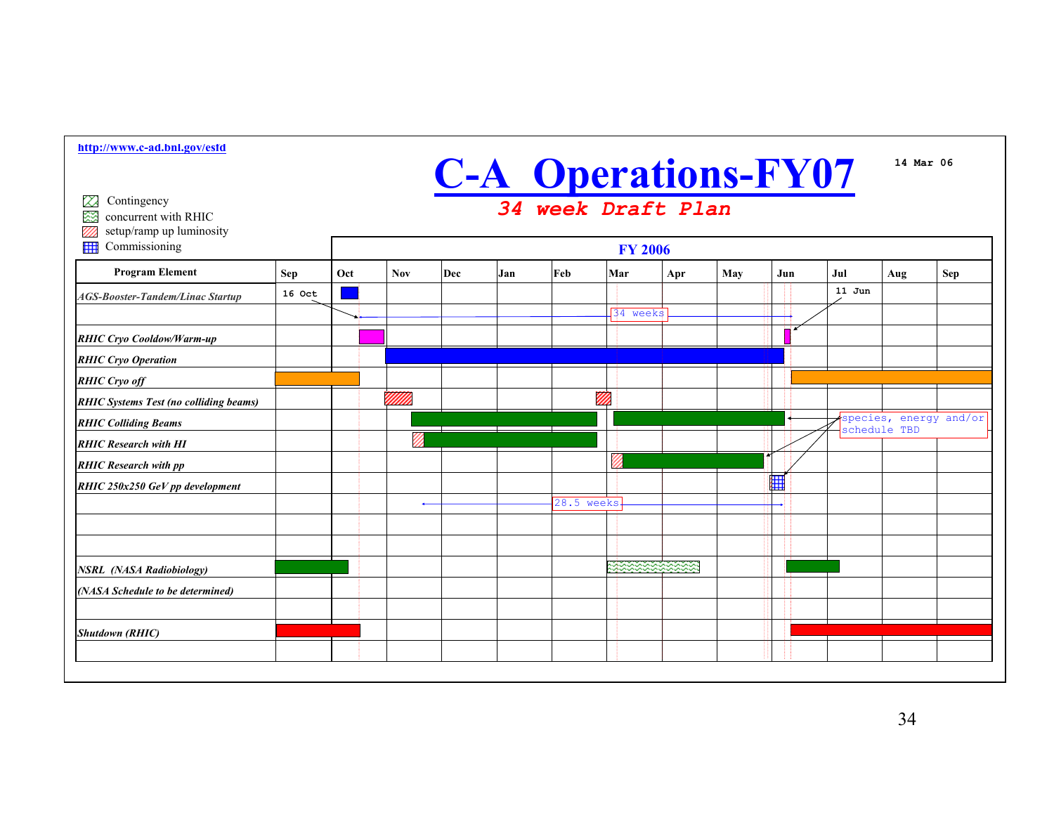http://www.c-ad.bnl.gov/esfd

# C-A Operations-FY07

***34 week Draft Plan***

14 Mar 06

Legend:
- Contingency
- concurrent with RHIC
- setup/ramp up luminosity
- Commissioning

**FY 2006**

| Program Element | Sep | Oct | Nov | Dec | Jan | Feb | Mar | Apr | May | Jun | Jul | Aug | Sep |
|---|---|---|---|---|---|---|---|---|---|---|---|---|---|
| *AGS-Booster-Tandem/Linac Startup* | 16 Oct | | | | | | | | | | 11 Jun | | |
| | | | | | | | 34 weeks | | | | | | |
| *RHIC Cryo Cooldown/Warm-up* | | | | | | | | | | | | | |
| *RHIC Cryo Operation* | | | | | | | | | | | | | |
| *RHIC Cryo off* | | | | | | | | | | | | | |
| *RHIC Systems Test (no colliding beams)* | | | | | | | | | | | | | |
| *RHIC Colliding Beams* | | | | | | | | | | | species, energy and/or schedule TBD | | |
| *RHIC Research with HI* | | | | | | | | | | | | | |
| *RHIC Research with pp* | | | | | | | | | | | | | |
| *RHIC 250x250 GeV pp development* | | | | | | | | | | | | | |
| | | | | | | 28.5 weeks | | | | | | | |
| | | | | | | | | | | | | | |
| | | | | | | | | | | | | | |
| *NSRL (NASA Radiobiology)* | | | | | | | | | | | | | |
| *(NASA Schedule to be determined)* | | | | | | | | | | | | | |
| | | | | | | | | | | | | | |
| *Shutdown (RHIC)* | | | | | | | | | | | | | |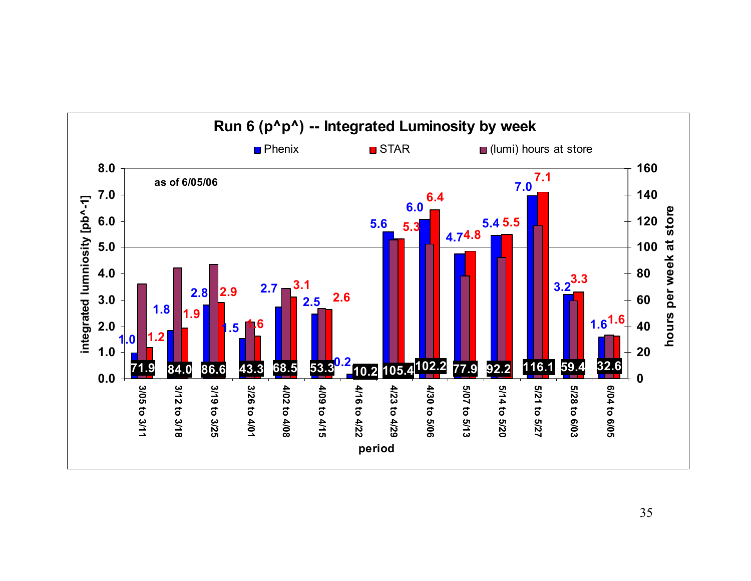## Run 6 (p^p^) -- Integrated Luminosity by week

as of 6/05/06

| period | Phenix integrated luminosity [pb^-1] | STAR integrated luminosity [pb^-1] | (lumi) hours at store (hours per week at store) |
|---|---|---|---|
| 3/05 to 3/11 | 1.0 | 1.2 | 71.9 |
| 3/12 to 3/18 | 1.8 | 1.9 | 84.0 |
| 3/19 to 3/25 | 2.8 | 2.9 | 86.6 |
| 3/26 to 4/01 | 1.5 | 1.6 | 43.3 |
| 4/02 to 4/08 | 2.7 | 3.1 | 68.5 |
| 4/09 to 4/15 | 2.5 | 2.6 | 53.3 |
| 4/16 to 4/22 | 0.2 | | 10.2 |
| 4/23 to 4/29 | 5.6 | 5.3 | 105.4 |
| 4/30 to 5/06 | 6.0 | 6.4 | 102.2 |
| 5/07 to 5/13 | 4.7 | 4.8 | 77.9 |
| 5/14 to 5/20 | 5.4 | 5.5 | 92.2 |
| 5/21 to 5/27 | 7.0 | 7.1 | 116.1 |
| 5/28 to 6/03 | 3.2 | 3.3 | 59.4 |
| 6/04 to 6/05 | 1.6 | 1.6 | 32.6 |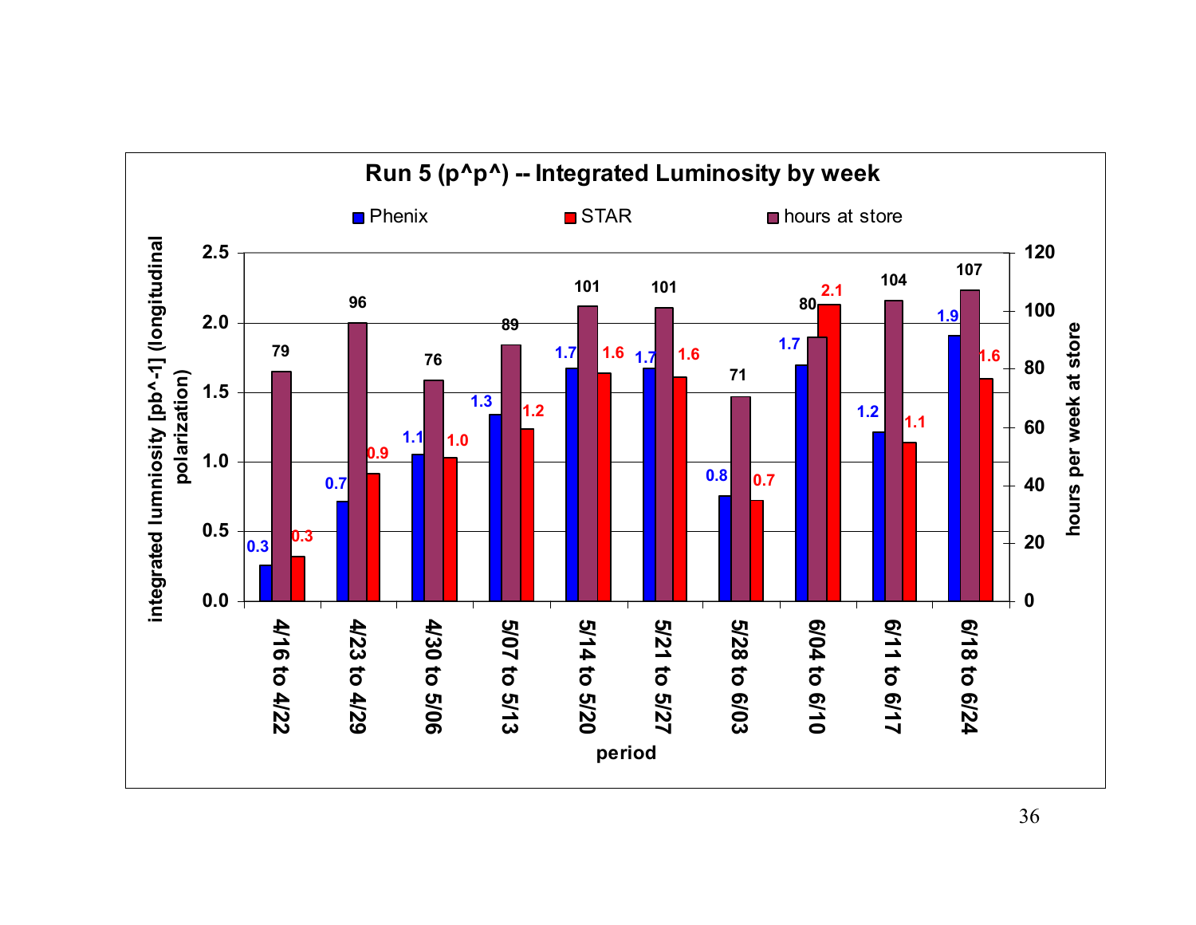## Run 5 (p^p^) -- Integrated Luminosity by week

| period | Phenix (integrated luminosity [pb^-1] (longitudinal polarization)) | STAR (integrated luminosity [pb^-1] (longitudinal polarization)) | hours at store (hours per week at store) |
| --- | --- | --- | --- |
| 4/16 to 4/22 | 0.3 | 0.3 | 79 |
| 4/23 to 4/29 | 0.7 | 0.9 | 96 |
| 4/30 to 5/06 | 1.1 | 1.0 | 76 |
| 5/07 to 5/13 | 1.3 | 1.2 | 89 |
| 5/14 to 5/20 | 1.7 | 1.6 | 101 |
| 5/21 to 5/27 | 1.7 | 1.6 | 101 |
| 5/28 to 6/03 | 0.8 | 0.7 | 71 |
| 6/04 to 6/10 | 1.7 | 2.1 | 80 |
| 6/11 to 6/17 | 1.2 | 1.1 | 104 |
| 6/18 to 6/24 | 1.9 | 1.6 | 107 |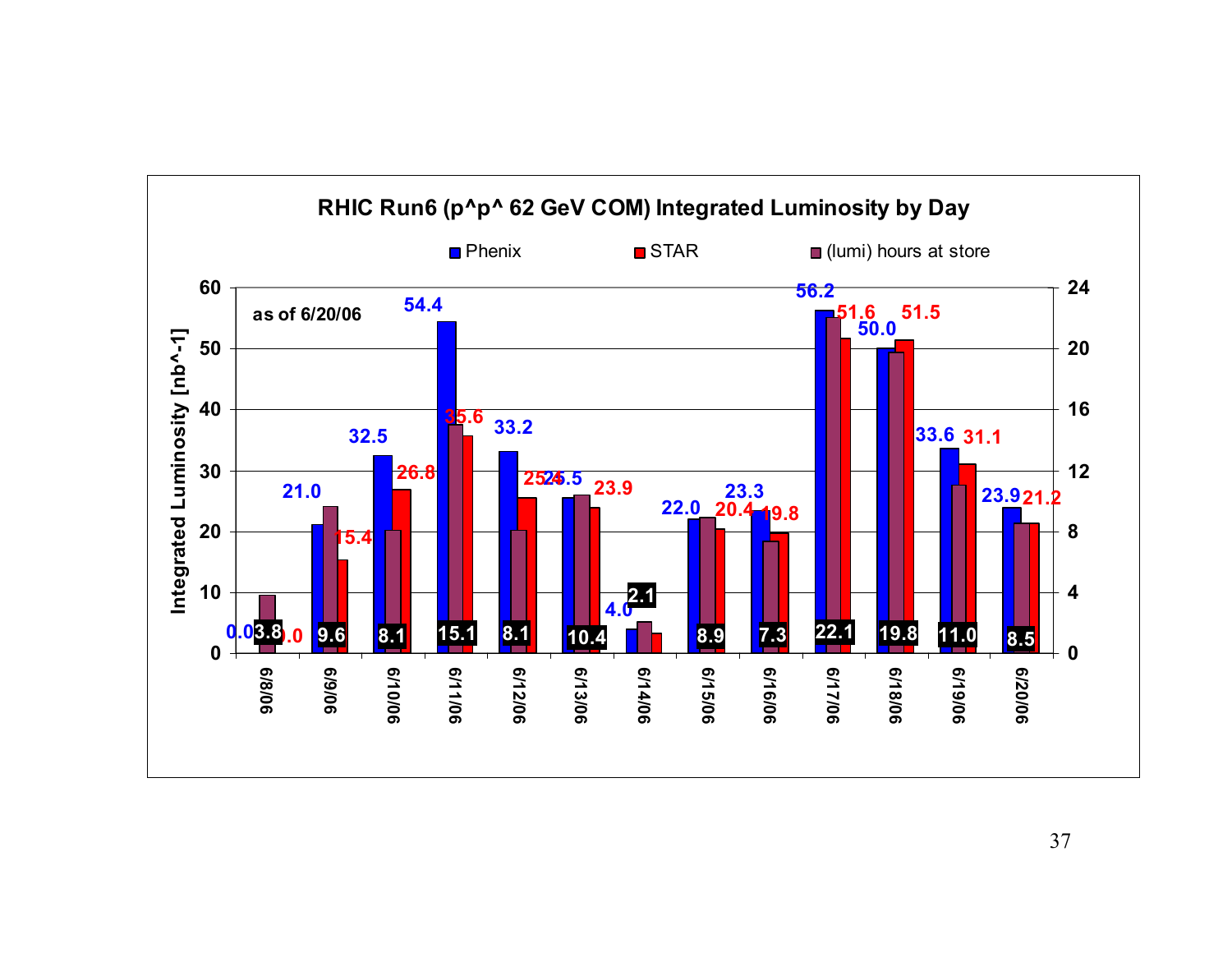**RHIC Run6 (p^p^ 62 GeV COM) Integrated Luminosity by Day**

Phenix
STAR
(lumi) hours at store

as of 6/20/06

Integrated Luminosity [nb^-1]

0
10
20
30
40
50
60

0
4
8
12
16
20
24

6/8/06
6/9/06
6/10/06
6/11/06
6/12/06
6/13/06
6/14/06
6/15/06
6/16/06
6/17/06
6/18/06
6/19/06
6/20/06

0.0 3.8 0.0
21.0 9.6 15.4
32.5 8.1 26.8
54.4 15.1 35.6
33.2 8.1 25.6
25.5 10.4 23.9
4.0 2.1
22.0 8.9 20.4
23.3 7.3 19.8
56.2 22.1 51.6
50.0 19.8 51.5
33.6 11.0 31.1
23.9 8.5 21.2